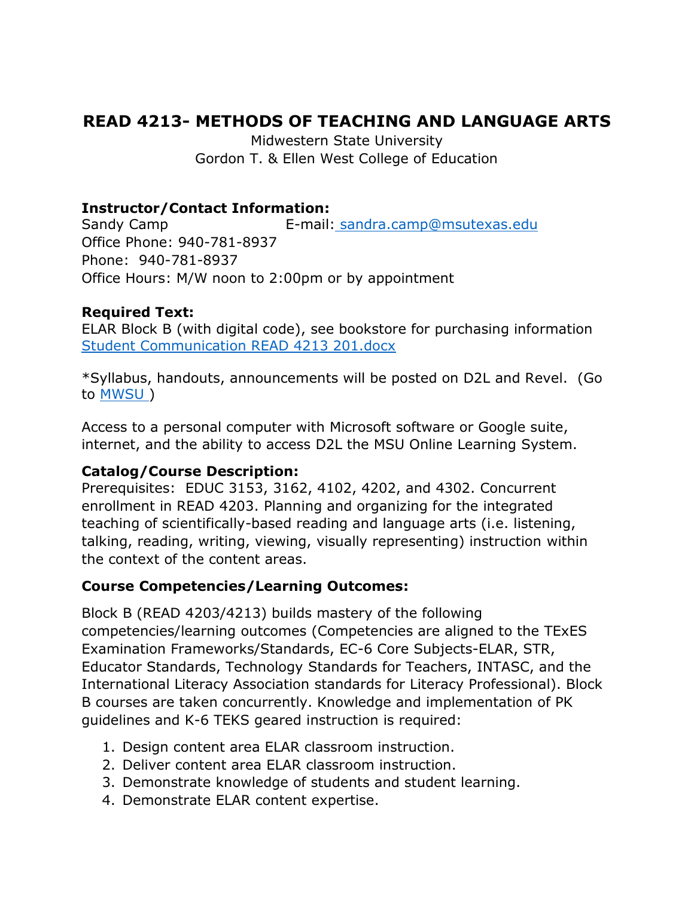# READ 4213- METHODS OF TEACHING AND LANGUAGE ARTS

Midwestern State University
Gordon T. & Ellen West College of Education

**Instructor/Contact Information:**
Sandy Camp E-mail: sandra.camp@msutexas.edu
Office Phone: 940-781-8937
Phone: 940-781-8937
Office Hours: M/W noon to 2:00pm or by appointment

**Required Text:**
ELAR Block B (with digital code), see bookstore for purchasing information
Student Communication READ 4213 201.docx

*Syllabus, handouts, announcements will be posted on D2L and Revel. (Go to MWSU )

Access to a personal computer with Microsoft software or Google suite, internet, and the ability to access D2L the MSU Online Learning System.

**Catalog/Course Description:**
Prerequisites: EDUC 3153, 3162, 4102, 4202, and 4302. Concurrent enrollment in READ 4203. Planning and organizing for the integrated teaching of scientifically-based reading and language arts (i.e. listening, talking, reading, writing, viewing, visually representing) instruction within the context of the content areas.

**Course Competencies/Learning Outcomes:**

Block B (READ 4203/4213) builds mastery of the following competencies/learning outcomes (Competencies are aligned to the TExES Examination Frameworks/Standards, EC-6 Core Subjects-ELAR, STR, Educator Standards, Technology Standards for Teachers, INTASC, and the International Literacy Association standards for Literacy Professional). Block B courses are taken concurrently. Knowledge and implementation of PK guidelines and K-6 TEKS geared instruction is required:

1. Design content area ELAR classroom instruction.
2. Deliver content area ELAR classroom instruction.
3. Demonstrate knowledge of students and student learning.
4. Demonstrate ELAR content expertise.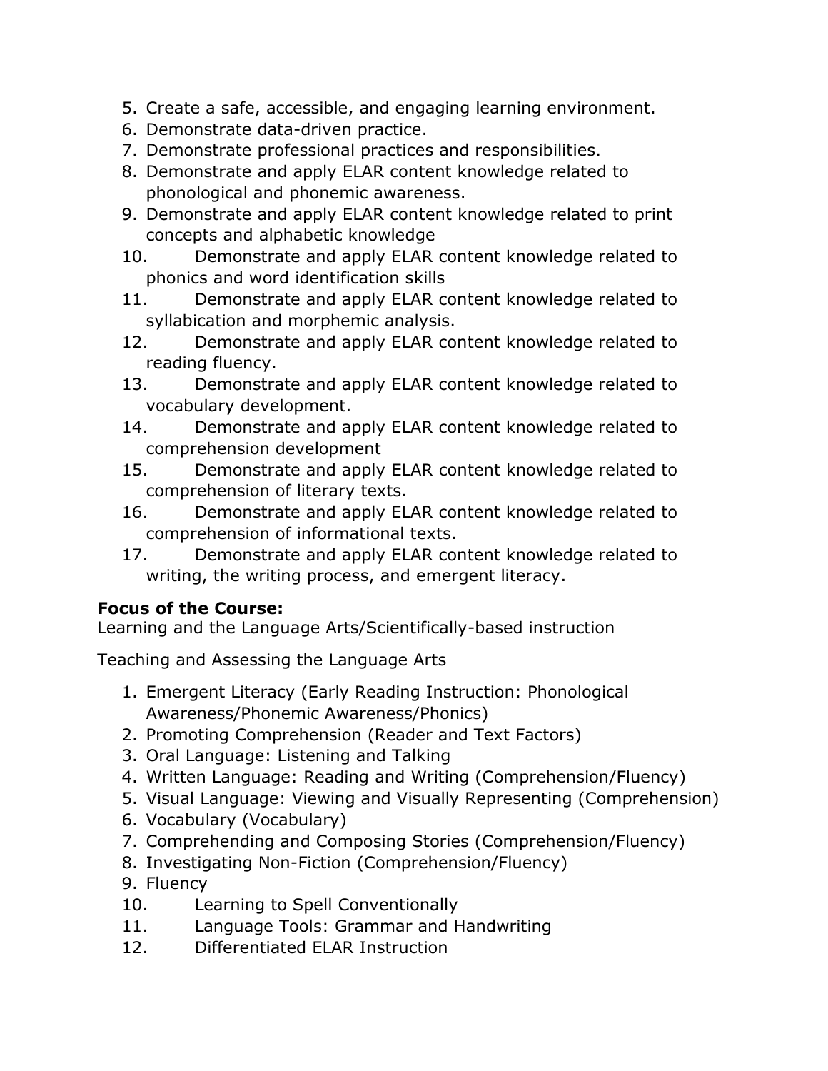5. Create a safe, accessible, and engaging learning environment.
6. Demonstrate data-driven practice.
7. Demonstrate professional practices and responsibilities.
8. Demonstrate and apply ELAR content knowledge related to phonological and phonemic awareness.
9. Demonstrate and apply ELAR content knowledge related to print concepts and alphabetic knowledge
10. Demonstrate and apply ELAR content knowledge related to phonics and word identification skills
11. Demonstrate and apply ELAR content knowledge related to syllabication and morphemic analysis.
12. Demonstrate and apply ELAR content knowledge related to reading fluency.
13. Demonstrate and apply ELAR content knowledge related to vocabulary development.
14. Demonstrate and apply ELAR content knowledge related to comprehension development
15. Demonstrate and apply ELAR content knowledge related to comprehension of literary texts.
16. Demonstrate and apply ELAR content knowledge related to comprehension of informational texts.
17. Demonstrate and apply ELAR content knowledge related to writing, the writing process, and emergent literacy.

**Focus of the Course:**
Learning and the Language Arts/Scientifically-based instruction

Teaching and Assessing the Language Arts

1. Emergent Literacy (Early Reading Instruction: Phonological Awareness/Phonemic Awareness/Phonics)
2. Promoting Comprehension (Reader and Text Factors)
3. Oral Language: Listening and Talking
4. Written Language: Reading and Writing (Comprehension/Fluency)
5. Visual Language: Viewing and Visually Representing (Comprehension)
6. Vocabulary (Vocabulary)
7. Comprehending and Composing Stories (Comprehension/Fluency)
8. Investigating Non-Fiction (Comprehension/Fluency)
9. Fluency
10. Learning to Spell Conventionally
11. Language Tools: Grammar and Handwriting
12. Differentiated ELAR Instruction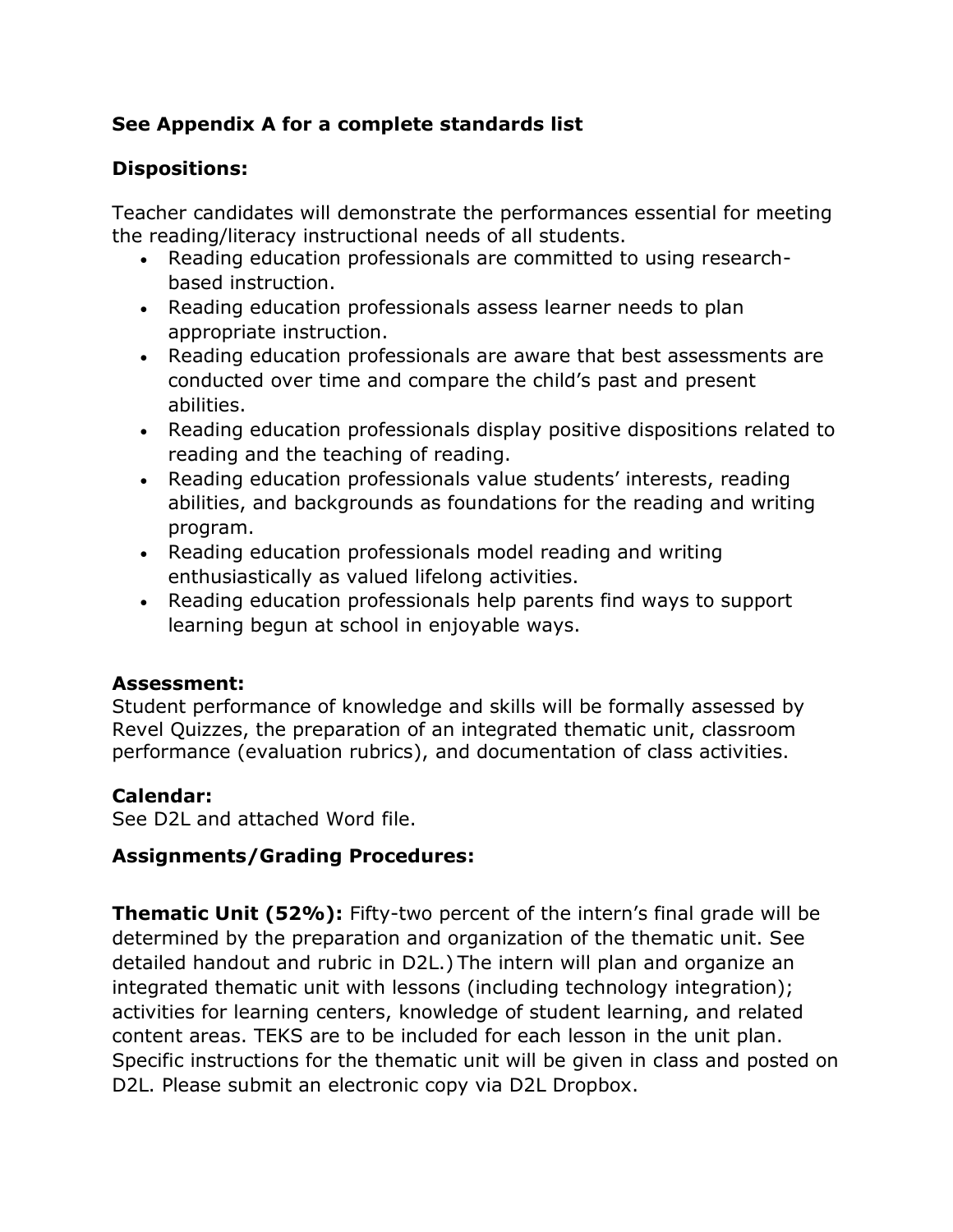**See Appendix A for a complete standards list**

**Dispositions:**

Teacher candidates will demonstrate the performances essential for meeting the reading/literacy instructional needs of all students.

- Reading education professionals are committed to using research-based instruction.
- Reading education professionals assess learner needs to plan appropriate instruction.
- Reading education professionals are aware that best assessments are conducted over time and compare the child's past and present abilities.
- Reading education professionals display positive dispositions related to reading and the teaching of reading.
- Reading education professionals value students' interests, reading abilities, and backgrounds as foundations for the reading and writing program.
- Reading education professionals model reading and writing enthusiastically as valued lifelong activities.
- Reading education professionals help parents find ways to support learning begun at school in enjoyable ways.

**Assessment:**
Student performance of knowledge and skills will be formally assessed by Revel Quizzes, the preparation of an integrated thematic unit, classroom performance (evaluation rubrics), and documentation of class activities.

**Calendar:**
See D2L and attached Word file.

**Assignments/Grading Procedures:**

**Thematic Unit (52%):** Fifty-two percent of the intern's final grade will be determined by the preparation and organization of the thematic unit. See detailed handout and rubric in D2L.) The intern will plan and organize an integrated thematic unit with lessons (including technology integration); activities for learning centers, knowledge of student learning, and related content areas. TEKS are to be included for each lesson in the unit plan. Specific instructions for the thematic unit will be given in class and posted on D2L. Please submit an electronic copy via D2L Dropbox.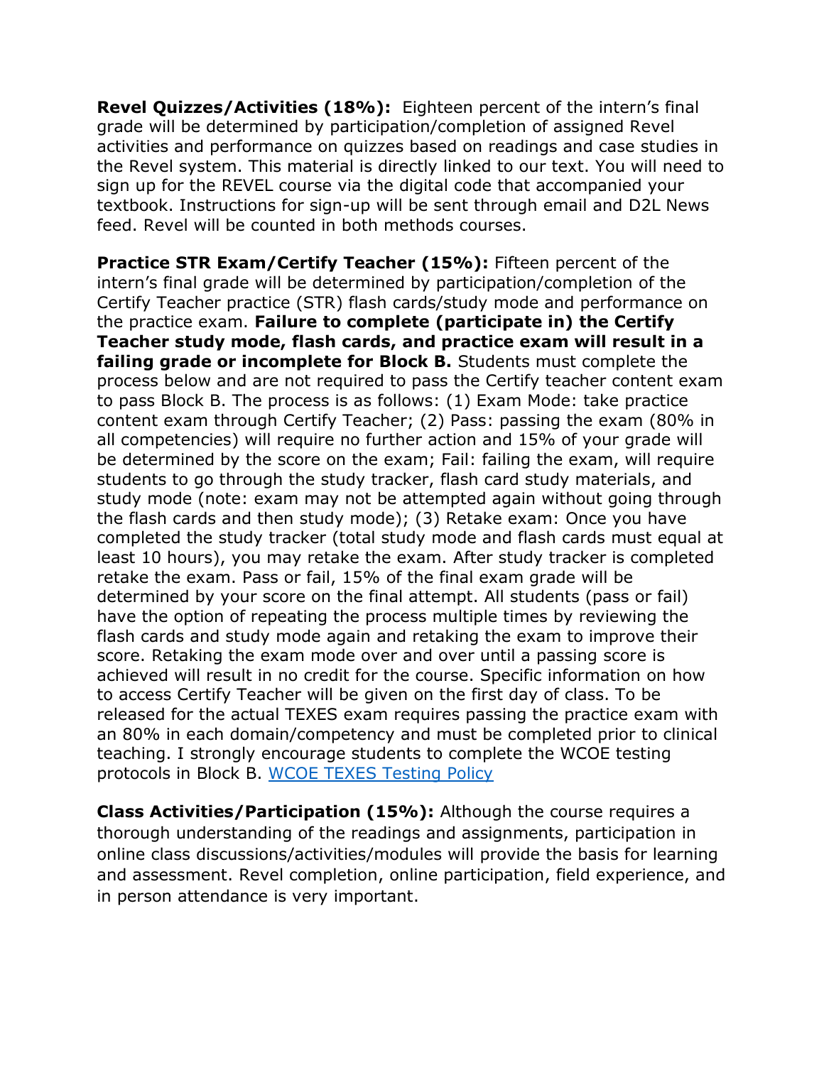**Revel Quizzes/Activities (18%):** Eighteen percent of the intern's final grade will be determined by participation/completion of assigned Revel activities and performance on quizzes based on readings and case studies in the Revel system. This material is directly linked to our text. You will need to sign up for the REVEL course via the digital code that accompanied your textbook. Instructions for sign-up will be sent through email and D2L News feed. Revel will be counted in both methods courses.

**Practice STR Exam/Certify Teacher (15%):** Fifteen percent of the intern's final grade will be determined by participation/completion of the Certify Teacher practice (STR) flash cards/study mode and performance on the practice exam. **Failure to complete (participate in) the Certify Teacher study mode, flash cards, and practice exam will result in a failing grade or incomplete for Block B.** Students must complete the process below and are not required to pass the Certify teacher content exam to pass Block B. The process is as follows: (1) Exam Mode: take practice content exam through Certify Teacher; (2) Pass: passing the exam (80% in all competencies) will require no further action and 15% of your grade will be determined by the score on the exam; Fail: failing the exam, will require students to go through the study tracker, flash card study materials, and study mode (note: exam may not be attempted again without going through the flash cards and then study mode); (3) Retake exam: Once you have completed the study tracker (total study mode and flash cards must equal at least 10 hours), you may retake the exam. After study tracker is completed retake the exam. Pass or fail, 15% of the final exam grade will be determined by your score on the final attempt. All students (pass or fail) have the option of repeating the process multiple times by reviewing the flash cards and study mode again and retaking the exam to improve their score. Retaking the exam mode over and over until a passing score is achieved will result in no credit for the course. Specific information on how to access Certify Teacher will be given on the first day of class. To be released for the actual TEXES exam requires passing the practice exam with an 80% in each domain/competency and must be completed prior to clinical teaching. I strongly encourage students to complete the WCOE testing protocols in Block B. [WCOE TEXES Testing Policy]

**Class Activities/Participation (15%):** Although the course requires a thorough understanding of the readings and assignments, participation in online class discussions/activities/modules will provide the basis for learning and assessment. Revel completion, online participation, field experience, and in person attendance is very important.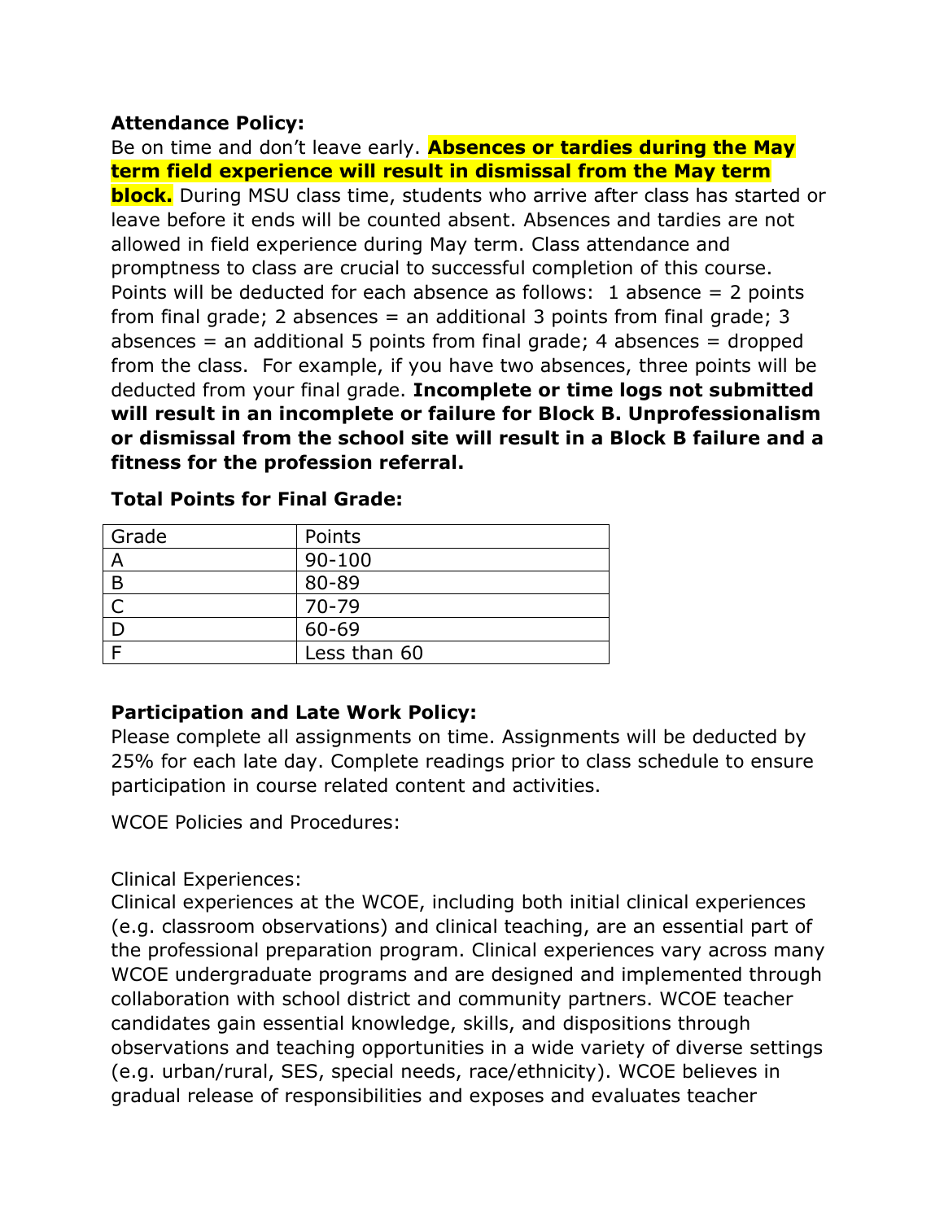**Attendance Policy:**
Be on time and don't leave early. **Absences or tardies during the May term field experience will result in dismissal from the May term block.** During MSU class time, students who arrive after class has started or leave before it ends will be counted absent. Absences and tardies are not allowed in field experience during May term. Class attendance and promptness to class are crucial to successful completion of this course. Points will be deducted for each absence as follows: 1 absence = 2 points from final grade; 2 absences = an additional 3 points from final grade; 3 absences = an additional 5 points from final grade; 4 absences = dropped from the class. For example, if you have two absences, three points will be deducted from your final grade. **Incomplete or time logs not submitted will result in an incomplete or failure for Block B. Unprofessionalism or dismissal from the school site will result in a Block B failure and a fitness for the profession referral.**

**Total Points for Final Grade:**

| Grade | Points |
|---|---|
| A | 90-100 |
| B | 80-89 |
| C | 70-79 |
| D | 60-69 |
| F | Less than 60 |

**Participation and Late Work Policy:**
Please complete all assignments on time. Assignments will be deducted by 25% for each late day. Complete readings prior to class schedule to ensure participation in course related content and activities.

WCOE Policies and Procedures:

Clinical Experiences:
Clinical experiences at the WCOE, including both initial clinical experiences (e.g. classroom observations) and clinical teaching, are an essential part of the professional preparation program. Clinical experiences vary across many WCOE undergraduate programs and are designed and implemented through collaboration with school district and community partners. WCOE teacher candidates gain essential knowledge, skills, and dispositions through observations and teaching opportunities in a wide variety of diverse settings (e.g. urban/rural, SES, special needs, race/ethnicity). WCOE believes in gradual release of responsibilities and exposes and evaluates teacher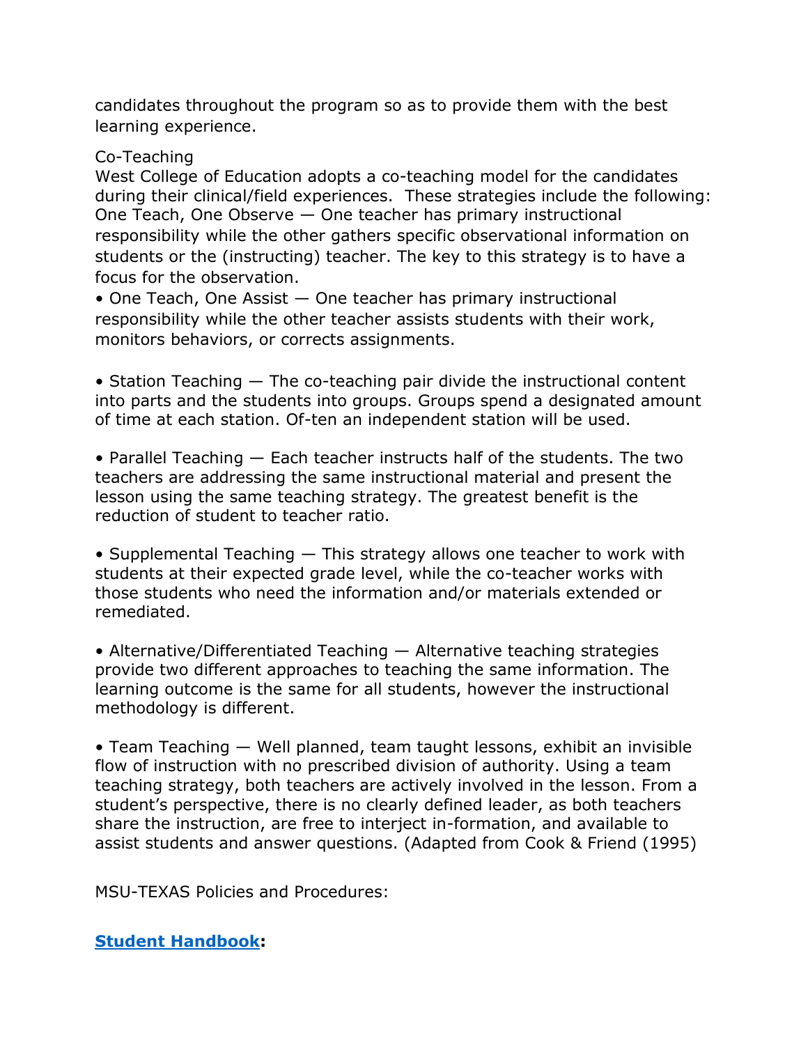candidates throughout the program so as to provide them with the best learning experience.

Co-Teaching

West College of Education adopts a co-teaching model for the candidates during their clinical/field experiences. These strategies include the following:
One Teach, One Observe — One teacher has primary instructional responsibility while the other gathers specific observational information on students or the (instructing) teacher. The key to this strategy is to have a focus for the observation.

- One Teach, One Assist — One teacher has primary instructional responsibility while the other teacher assists students with their work, monitors behaviors, or corrects assignments.

- Station Teaching — The co-teaching pair divide the instructional content into parts and the students into groups. Groups spend a designated amount of time at each station. Of-ten an independent station will be used.

- Parallel Teaching — Each teacher instructs half of the students. The two teachers are addressing the same instructional material and present the lesson using the same teaching strategy. The greatest benefit is the reduction of student to teacher ratio.

- Supplemental Teaching — This strategy allows one teacher to work with students at their expected grade level, while the co-teacher works with those students who need the information and/or materials extended or remediated.

- Alternative/Differentiated Teaching — Alternative teaching strategies provide two different approaches to teaching the same information. The learning outcome is the same for all students, however the instructional methodology is different.

- Team Teaching — Well planned, team taught lessons, exhibit an invisible flow of instruction with no prescribed division of authority. Using a team teaching strategy, both teachers are actively involved in the lesson. From a student's perspective, there is no clearly defined leader, as both teachers share the instruction, are free to interject in-formation, and available to assist students and answer questions. (Adapted from Cook & Friend (1995)

MSU-TEXAS Policies and Procedures:

**Student Handbook:**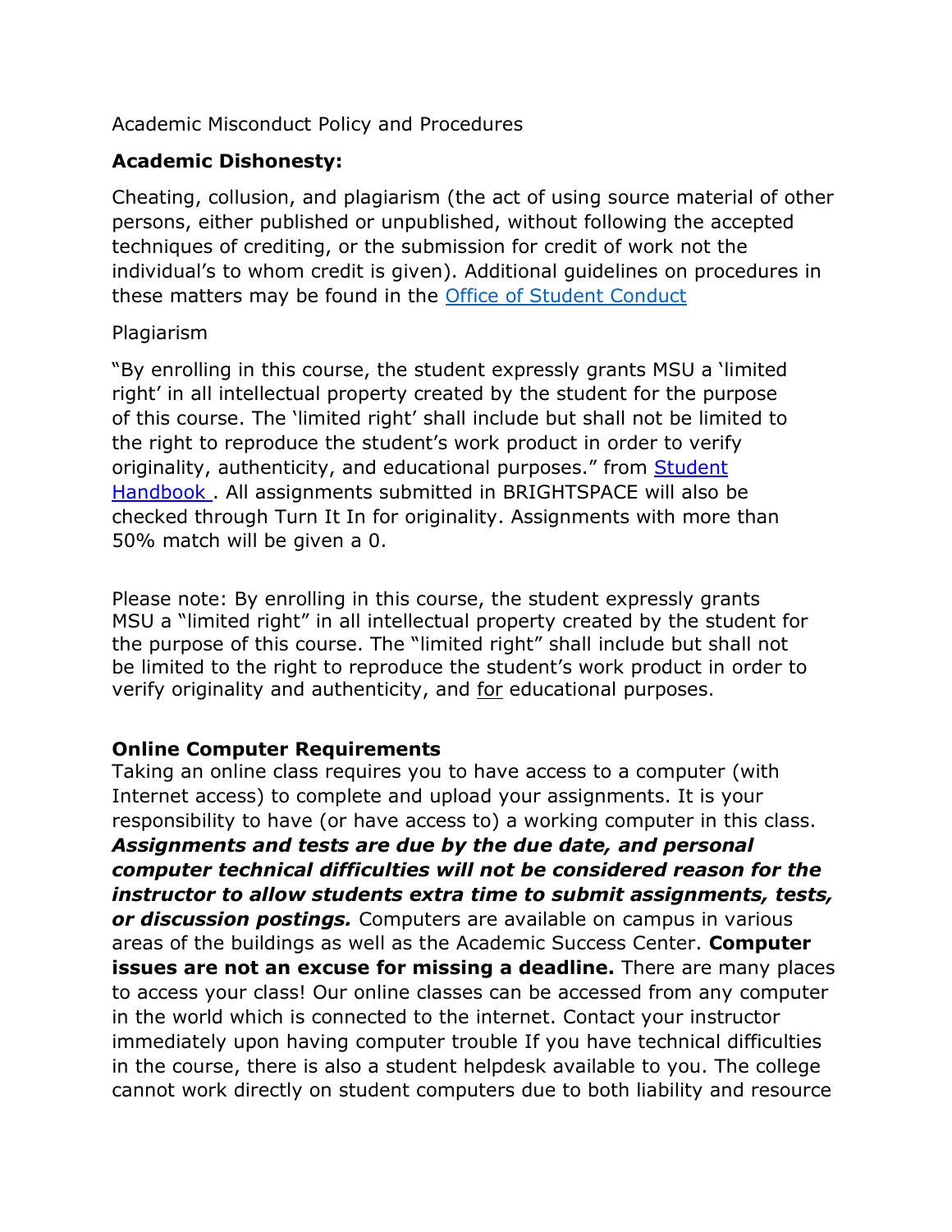Academic Misconduct Policy and Procedures

**Academic Dishonesty:**

Cheating, collusion, and plagiarism (the act of using source material of other persons, either published or unpublished, without following the accepted techniques of crediting, or the submission for credit of work not the individual's to whom credit is given). Additional guidelines on procedures in these matters may be found in the [Office of Student Conduct]()

Plagiarism

"By enrolling in this course, the student expressly grants MSU a 'limited right' in all intellectual property created by the student for the purpose of this course. The 'limited right' shall include but shall not be limited to the right to reproduce the student's work product in order to verify originality, authenticity, and educational purposes." from [Student Handbook ](). All assignments submitted in BRIGHTSPACE will also be checked through Turn It In for originality. Assignments with more than 50% match will be given a 0.

Please note: By enrolling in this course, the student expressly grants MSU a "limited right" in all intellectual property created by the student for the purpose of this course. The "limited right" shall include but shall not be limited to the right to reproduce the student's work product in order to verify originality and authenticity, and for educational purposes.

**Online Computer Requirements**

Taking an online class requires you to have access to a computer (with Internet access) to complete and upload your assignments. It is your responsibility to have (or have access to) a working computer in this class. ***Assignments and tests are due by the due date, and personal computer technical difficulties will not be considered reason for the instructor to allow students extra time to submit assignments, tests, or discussion postings.*** Computers are available on campus in various areas of the buildings as well as the Academic Success Center. **Computer issues are not an excuse for missing a deadline.** There are many places to access your class! Our online classes can be accessed from any computer in the world which is connected to the internet. Contact your instructor immediately upon having computer trouble If you have technical difficulties in the course, there is also a student helpdesk available to you. The college cannot work directly on student computers due to both liability and resource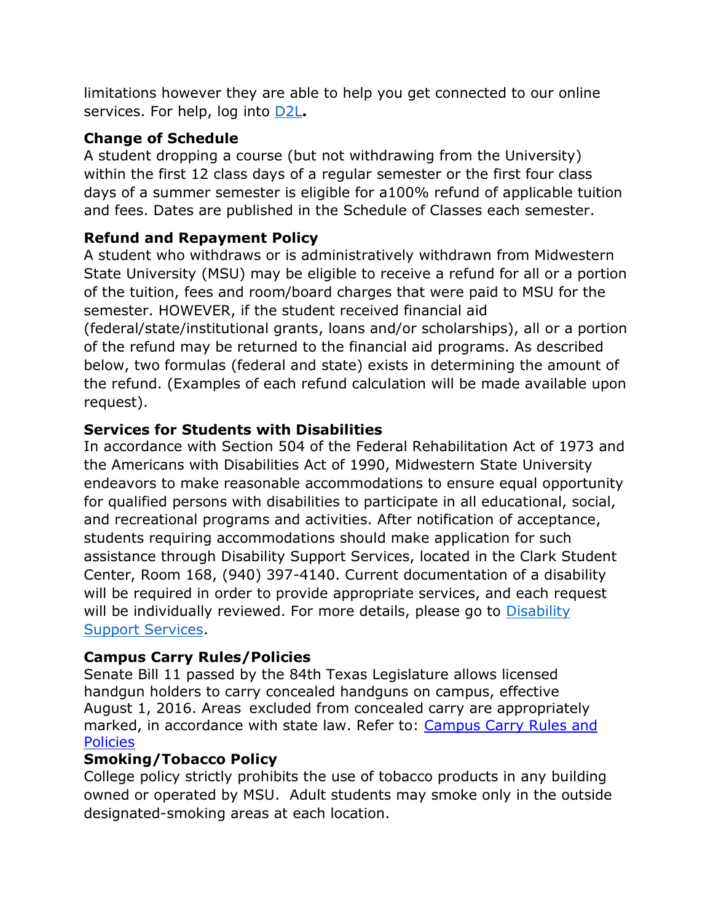limitations however they are able to help you get connected to our online services. For help, log into [D2L](D2L)**.**

### Change of Schedule

A student dropping a course (but not withdrawing from the University) within the first 12 class days of a regular semester or the first four class days of a summer semester is eligible for a100% refund of applicable tuition and fees. Dates are published in the Schedule of Classes each semester.

### Refund and Repayment Policy

A student who withdraws or is administratively withdrawn from Midwestern State University (MSU) may be eligible to receive a refund for all or a portion of the tuition, fees and room/board charges that were paid to MSU for the semester. HOWEVER, if the student received financial aid (federal/state/institutional grants, loans and/or scholarships), all or a portion of the refund may be returned to the financial aid programs. As described below, two formulas (federal and state) exists in determining the amount of the refund. (Examples of each refund calculation will be made available upon request).

### Services for Students with Disabilities

In accordance with Section 504 of the Federal Rehabilitation Act of 1973 and the Americans with Disabilities Act of 1990, Midwestern State University endeavors to make reasonable accommodations to ensure equal opportunity for qualified persons with disabilities to participate in all educational, social, and recreational programs and activities. After notification of acceptance, students requiring accommodations should make application for such assistance through Disability Support Services, located in the Clark Student Center, Room 168, (940) 397-4140. Current documentation of a disability will be required in order to provide appropriate services, and each request will be individually reviewed. For more details, please go to Disability Support Services.

### Campus Carry Rules/Policies

Senate Bill 11 passed by the 84th Texas Legislature allows licensed handgun holders to carry concealed handguns on campus, effective August 1, 2016. Areas excluded from concealed carry are appropriately marked, in accordance with state law. Refer to: Campus Carry Rules and Policies

### Smoking/Tobacco Policy

College policy strictly prohibits the use of tobacco products in any building owned or operated by MSU. Adult students may smoke only in the outside designated-smoking areas at each location.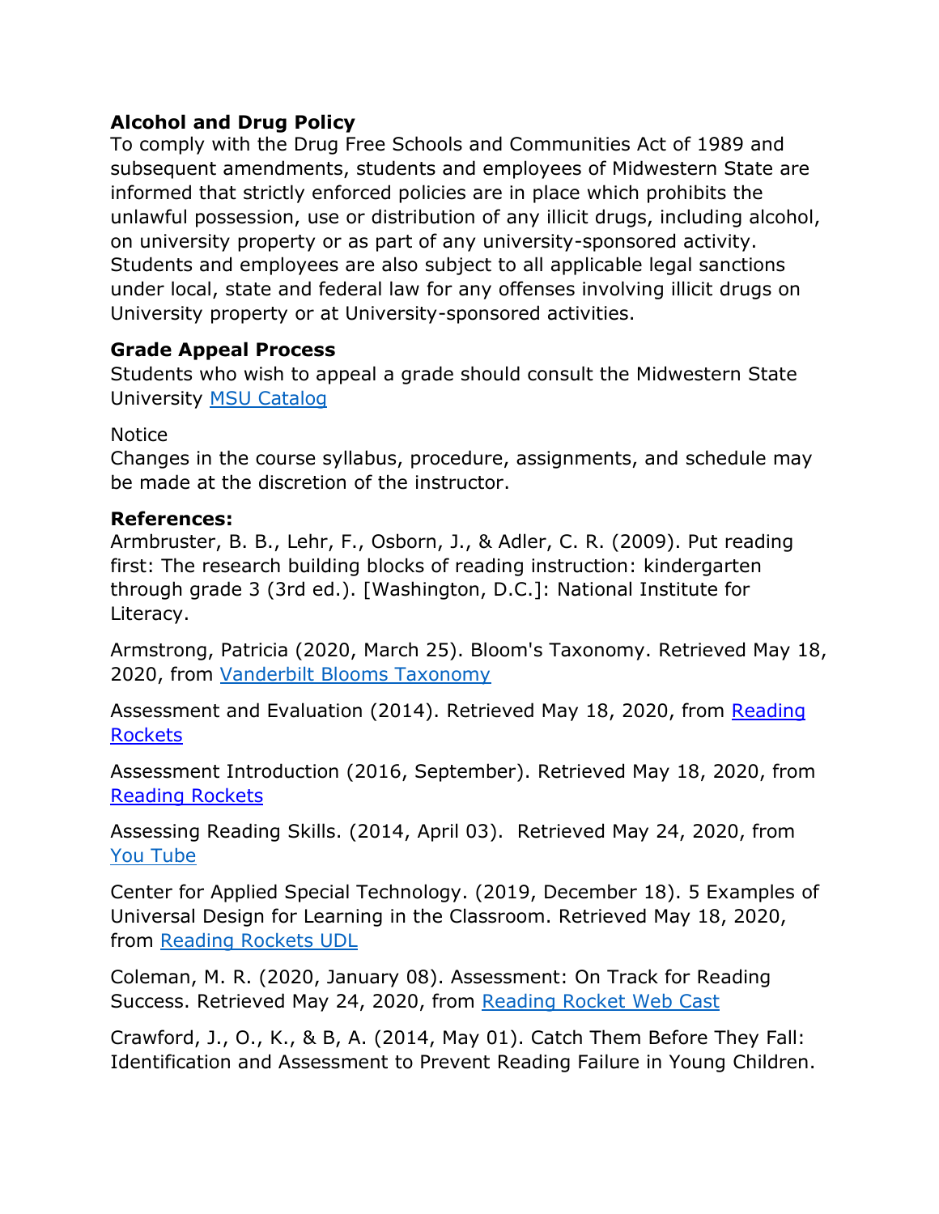**Alcohol and Drug Policy**
To comply with the Drug Free Schools and Communities Act of 1989 and subsequent amendments, students and employees of Midwestern State are informed that strictly enforced policies are in place which prohibits the unlawful possession, use or distribution of any illicit drugs, including alcohol, on university property or as part of any university-sponsored activity. Students and employees are also subject to all applicable legal sanctions under local, state and federal law for any offenses involving illicit drugs on University property or at University-sponsored activities.

**Grade Appeal Process**
Students who wish to appeal a grade should consult the Midwestern State University MSU Catalog

Notice
Changes in the course syllabus, procedure, assignments, and schedule may be made at the discretion of the instructor.

**References:**
Armbruster, B. B., Lehr, F., Osborn, J., & Adler, C. R. (2009). Put reading first: The research building blocks of reading instruction: kindergarten through grade 3 (3rd ed.). [Washington, D.C.]: National Institute for Literacy.

Armstrong, Patricia (2020, March 25). Bloom's Taxonomy. Retrieved May 18, 2020, from Vanderbilt Blooms Taxonomy

Assessment and Evaluation (2014). Retrieved May 18, 2020, from Reading Rockets

Assessment Introduction (2016, September). Retrieved May 18, 2020, from Reading Rockets

Assessing Reading Skills. (2014, April 03). Retrieved May 24, 2020, from You Tube

Center for Applied Special Technology. (2019, December 18). 5 Examples of Universal Design for Learning in the Classroom. Retrieved May 18, 2020, from Reading Rockets UDL

Coleman, M. R. (2020, January 08). Assessment: On Track for Reading Success. Retrieved May 24, 2020, from Reading Rocket Web Cast

Crawford, J., O., K., & B, A. (2014, May 01). Catch Them Before They Fall: Identification and Assessment to Prevent Reading Failure in Young Children.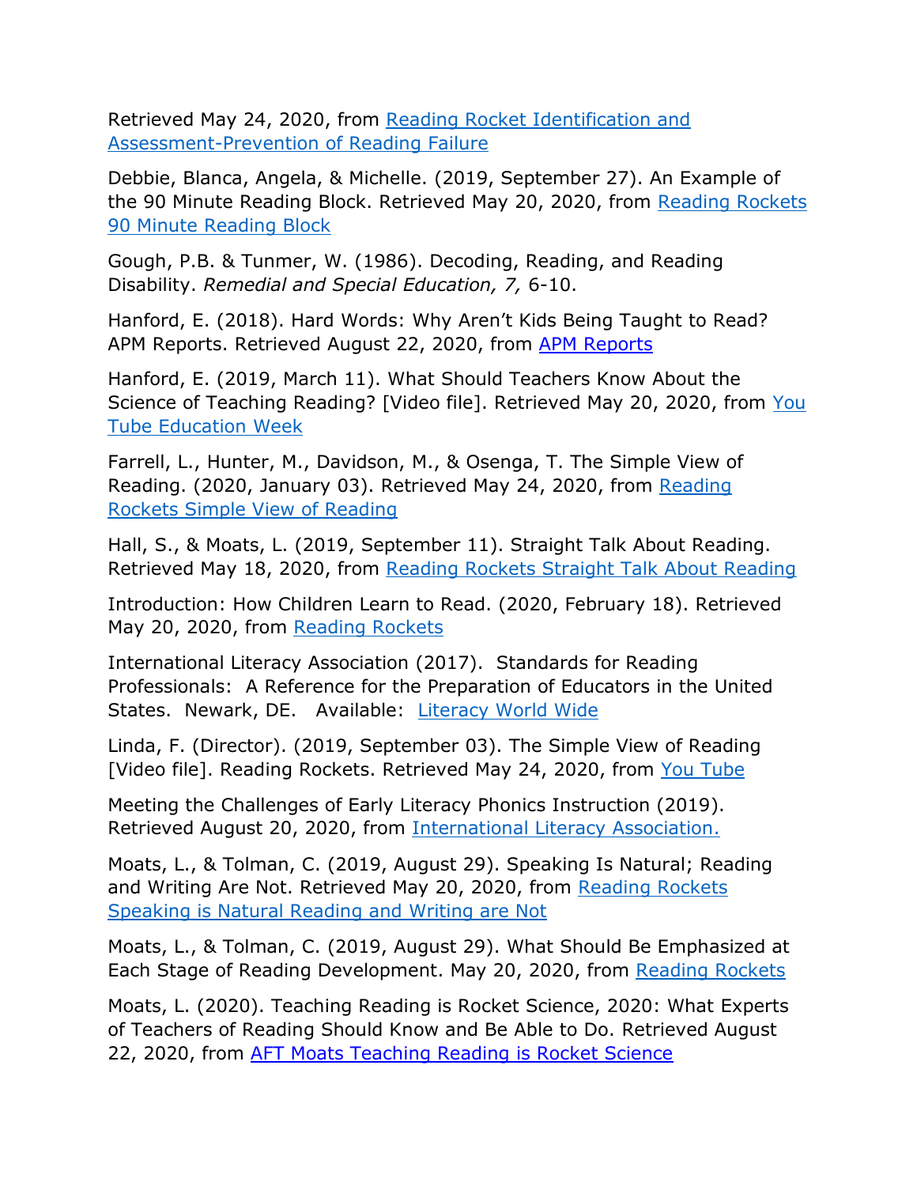Retrieved May 24, 2020, from Reading Rocket Identification and Assessment-Prevention of Reading Failure

Debbie, Blanca, Angela, & Michelle. (2019, September 27). An Example of the 90 Minute Reading Block. Retrieved May 20, 2020, from Reading Rockets 90 Minute Reading Block

Gough, P.B. & Tunmer, W. (1986). Decoding, Reading, and Reading Disability. *Remedial and Special Education, 7,* 6-10.

Hanford, E. (2018). Hard Words: Why Aren't Kids Being Taught to Read? APM Reports. Retrieved August 22, 2020, from APM Reports

Hanford, E. (2019, March 11). What Should Teachers Know About the Science of Teaching Reading? [Video file]. Retrieved May 20, 2020, from You Tube Education Week

Farrell, L., Hunter, M., Davidson, M., & Osenga, T. The Simple View of Reading. (2020, January 03). Retrieved May 24, 2020, from Reading Rockets Simple View of Reading

Hall, S., & Moats, L. (2019, September 11). Straight Talk About Reading. Retrieved May 18, 2020, from Reading Rockets Straight Talk About Reading

Introduction: How Children Learn to Read. (2020, February 18). Retrieved May 20, 2020, from Reading Rockets

International Literacy Association (2017). Standards for Reading Professionals: A Reference for the Preparation of Educators in the United States. Newark, DE. Available: Literacy World Wide

Linda, F. (Director). (2019, September 03). The Simple View of Reading [Video file]. Reading Rockets. Retrieved May 24, 2020, from You Tube

Meeting the Challenges of Early Literacy Phonics Instruction (2019). Retrieved August 20, 2020, from International Literacy Association.

Moats, L., & Tolman, C. (2019, August 29). Speaking Is Natural; Reading and Writing Are Not. Retrieved May 20, 2020, from Reading Rockets Speaking is Natural Reading and Writing are Not

Moats, L., & Tolman, C. (2019, August 29). What Should Be Emphasized at Each Stage of Reading Development. May 20, 2020, from Reading Rockets

Moats, L. (2020). Teaching Reading is Rocket Science, 2020: What Experts of Teachers of Reading Should Know and Be Able to Do. Retrieved August 22, 2020, from AFT Moats Teaching Reading is Rocket Science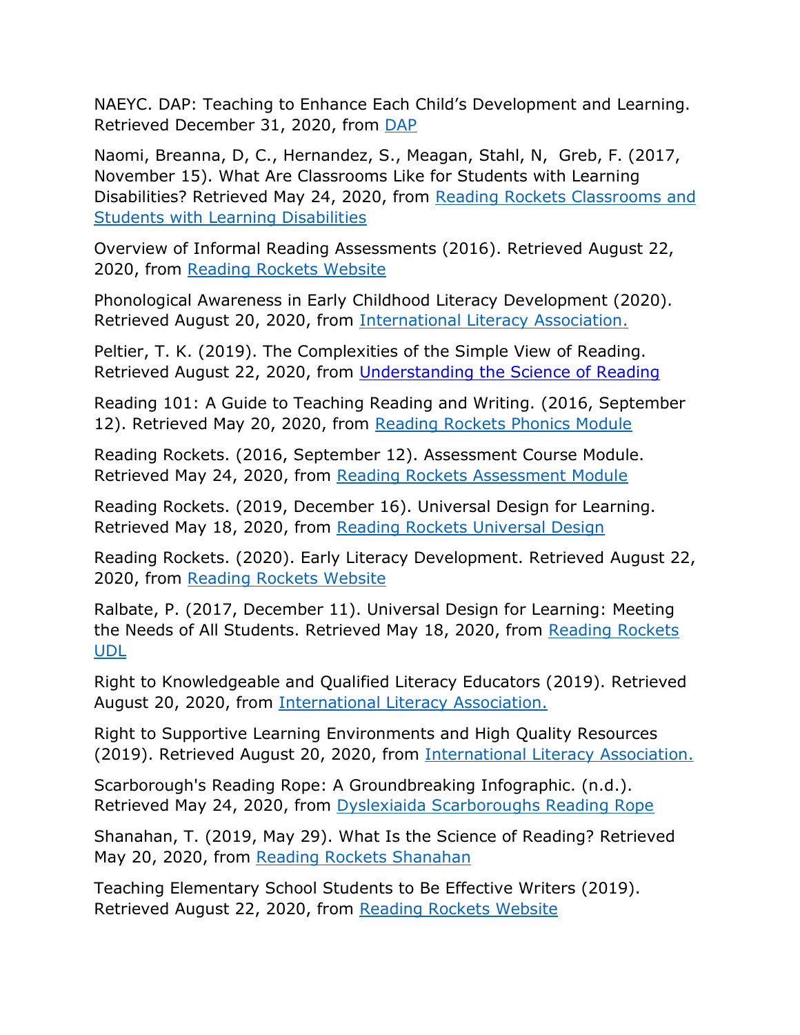NAEYC. DAP: Teaching to Enhance Each Child's Development and Learning. Retrieved December 31, 2020, from [DAP]

Naomi, Breanna, D, C., Hernandez, S., Meagan, Stahl, N, Greb, F. (2017, November 15). What Are Classrooms Like for Students with Learning Disabilities? Retrieved May 24, 2020, from [Reading Rockets Classrooms and Students with Learning Disabilities]

Overview of Informal Reading Assessments (2016). Retrieved August 22, 2020, from [Reading Rockets Website]

Phonological Awareness in Early Childhood Literacy Development (2020). Retrieved August 20, 2020, from [International Literacy Association.]

Peltier, T. K. (2019). The Complexities of the Simple View of Reading. Retrieved August 22, 2020, from [Understanding the Science of Reading]

Reading 101: A Guide to Teaching Reading and Writing. (2016, September 12). Retrieved May 20, 2020, from [Reading Rockets Phonics Module]

Reading Rockets. (2016, September 12). Assessment Course Module. Retrieved May 24, 2020, from [Reading Rockets Assessment Module]

Reading Rockets. (2019, December 16). Universal Design for Learning. Retrieved May 18, 2020, from [Reading Rockets Universal Design]

Reading Rockets. (2020). Early Literacy Development. Retrieved August 22, 2020, from [Reading Rockets Website]

Ralbate, P. (2017, December 11). Universal Design for Learning: Meeting the Needs of All Students. Retrieved May 18, 2020, from [Reading Rockets UDL]

Right to Knowledgeable and Qualified Literacy Educators (2019). Retrieved August 20, 2020, from [International Literacy Association.]

Right to Supportive Learning Environments and High Quality Resources (2019). Retrieved August 20, 2020, from [International Literacy Association.]

Scarborough's Reading Rope: A Groundbreaking Infographic. (n.d.). Retrieved May 24, 2020, from [Dyslexiaida Scarboroughs Reading Rope]

Shanahan, T. (2019, May 29). What Is the Science of Reading? Retrieved May 20, 2020, from [Reading Rockets Shanahan]

Teaching Elementary School Students to Be Effective Writers (2019). Retrieved August 22, 2020, from [Reading Rockets Website]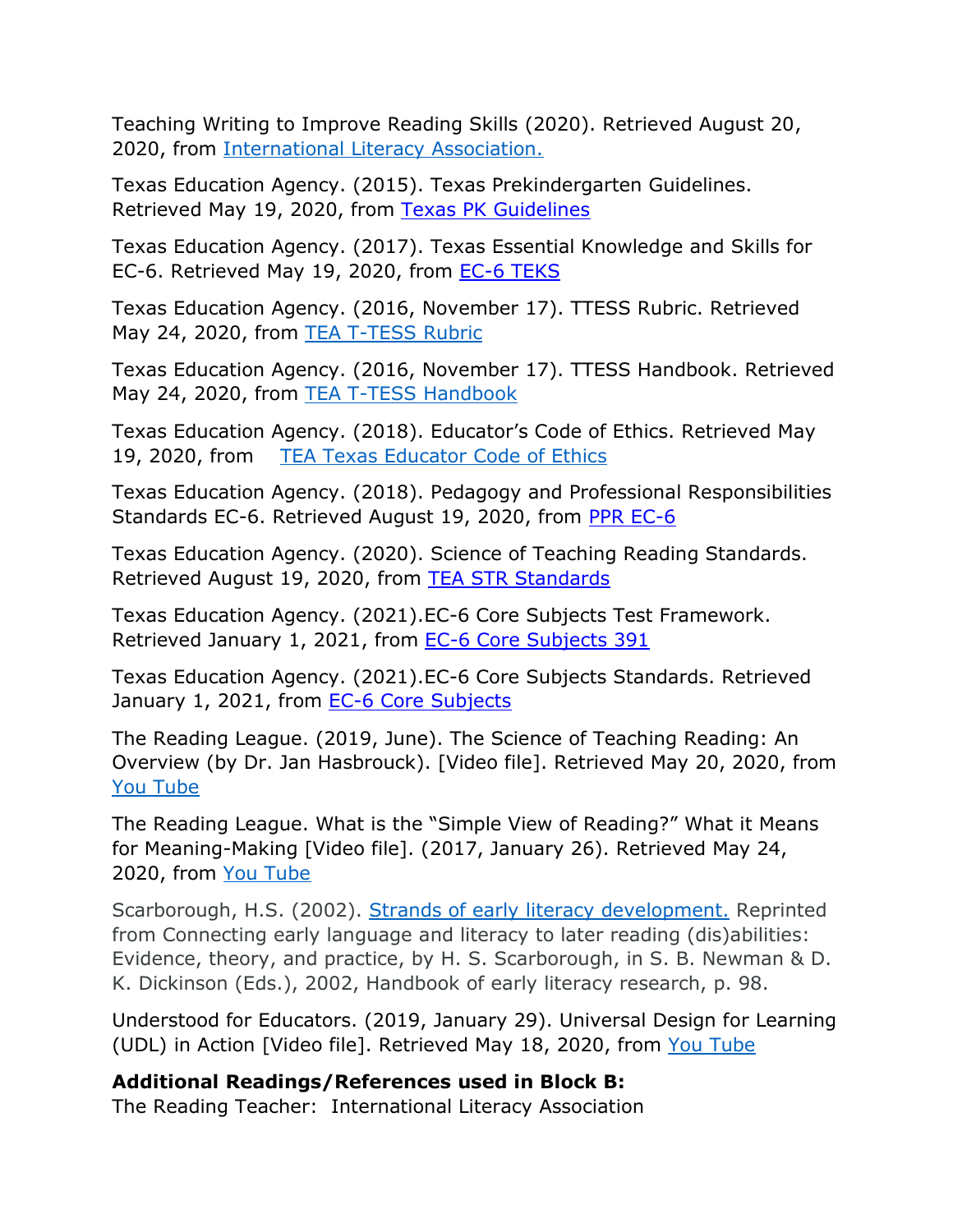Teaching Writing to Improve Reading Skills (2020). Retrieved August 20, 2020, from [International Literacy Association.]

Texas Education Agency. (2015). Texas Prekindergarten Guidelines. Retrieved May 19, 2020, from [Texas PK Guidelines]

Texas Education Agency. (2017). Texas Essential Knowledge and Skills for EC-6. Retrieved May 19, 2020, from [EC-6 TEKS]

Texas Education Agency. (2016, November 17). TTESS Rubric. Retrieved May 24, 2020, from [TEA T-TESS Rubric]

Texas Education Agency. (2016, November 17). TTESS Handbook. Retrieved May 24, 2020, from [TEA T-TESS Handbook]

Texas Education Agency. (2018). Educator's Code of Ethics. Retrieved May 19, 2020, from [TEA Texas Educator Code of Ethics]

Texas Education Agency. (2018). Pedagogy and Professional Responsibilities Standards EC-6. Retrieved August 19, 2020, from [PPR EC-6]

Texas Education Agency. (2020). Science of Teaching Reading Standards. Retrieved August 19, 2020, from [TEA STR Standards]

Texas Education Agency. (2021).EC-6 Core Subjects Test Framework. Retrieved January 1, 2021, from [EC-6 Core Subjects 391]

Texas Education Agency. (2021).EC-6 Core Subjects Standards. Retrieved January 1, 2021, from [EC-6 Core Subjects]

The Reading League. (2019, June). The Science of Teaching Reading: An Overview (by Dr. Jan Hasbrouck). [Video file]. Retrieved May 20, 2020, from [You Tube]

The Reading League. What is the "Simple View of Reading?" What it Means for Meaning-Making [Video file]. (2017, January 26). Retrieved May 24, 2020, from [You Tube]

Scarborough, H.S. (2002). [Strands of early literacy development.] Reprinted from Connecting early language and literacy to later reading (dis)abilities: Evidence, theory, and practice, by H. S. Scarborough, in S. B. Newman & D. K. Dickinson (Eds.), 2002, Handbook of early literacy research, p. 98.

Understood for Educators. (2019, January 29). Universal Design for Learning (UDL) in Action [Video file]. Retrieved May 18, 2020, from [You Tube]

**Additional Readings/References used in Block B:**
The Reading Teacher: International Literacy Association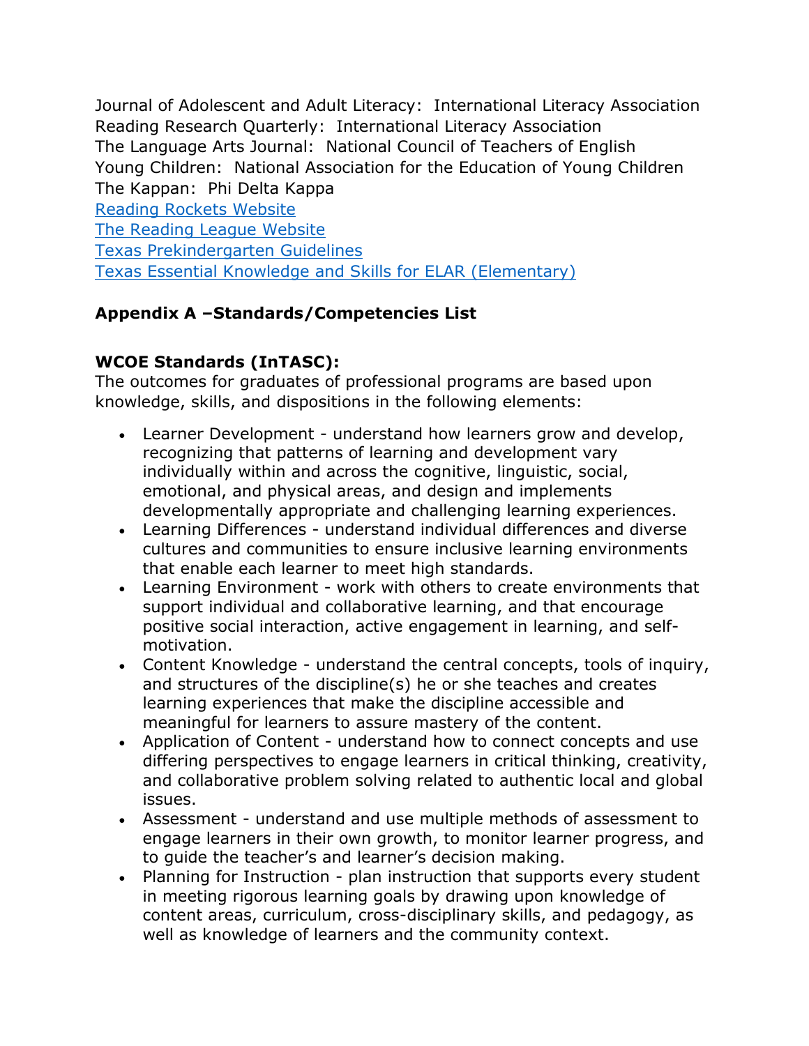Journal of Adolescent and Adult Literacy: International Literacy Association
Reading Research Quarterly: International Literacy Association
The Language Arts Journal: National Council of Teachers of English
Young Children: National Association for the Education of Young Children
The Kappan: Phi Delta Kappa
Reading Rockets Website
The Reading League Website
Texas Prekindergarten Guidelines
Texas Essential Knowledge and Skills for ELAR (Elementary)

## Appendix A –Standards/Competencies List

### WCOE Standards (InTASC):

The outcomes for graduates of professional programs are based upon knowledge, skills, and dispositions in the following elements:

- Learner Development - understand how learners grow and develop, recognizing that patterns of learning and development vary individually within and across the cognitive, linguistic, social, emotional, and physical areas, and design and implements developmentally appropriate and challenging learning experiences.
- Learning Differences - understand individual differences and diverse cultures and communities to ensure inclusive learning environments that enable each learner to meet high standards.
- Learning Environment - work with others to create environments that support individual and collaborative learning, and that encourage positive social interaction, active engagement in learning, and self-motivation.
- Content Knowledge - understand the central concepts, tools of inquiry, and structures of the discipline(s) he or she teaches and creates learning experiences that make the discipline accessible and meaningful for learners to assure mastery of the content.
- Application of Content - understand how to connect concepts and use differing perspectives to engage learners in critical thinking, creativity, and collaborative problem solving related to authentic local and global issues.
- Assessment - understand and use multiple methods of assessment to engage learners in their own growth, to monitor learner progress, and to guide the teacher's and learner's decision making.
- Planning for Instruction - plan instruction that supports every student in meeting rigorous learning goals by drawing upon knowledge of content areas, curriculum, cross-disciplinary skills, and pedagogy, as well as knowledge of learners and the community context.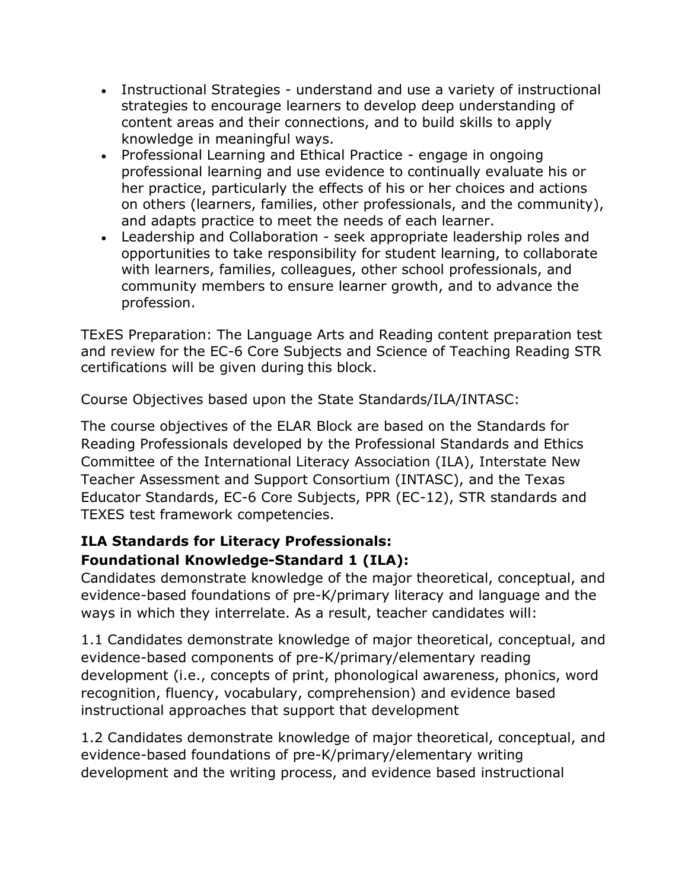- Instructional Strategies - understand and use a variety of instructional strategies to encourage learners to develop deep understanding of content areas and their connections, and to build skills to apply knowledge in meaningful ways.
- Professional Learning and Ethical Practice - engage in ongoing professional learning and use evidence to continually evaluate his or her practice, particularly the effects of his or her choices and actions on others (learners, families, other professionals, and the community), and adapts practice to meet the needs of each learner.
- Leadership and Collaboration - seek appropriate leadership roles and opportunities to take responsibility for student learning, to collaborate with learners, families, colleagues, other school professionals, and community members to ensure learner growth, and to advance the profession.

TExES Preparation: The Language Arts and Reading content preparation test and review for the EC-6 Core Subjects and Science of Teaching Reading STR certifications will be given during this block.

Course Objectives based upon the State Standards/ILA/INTASC:

The course objectives of the ELAR Block are based on the Standards for Reading Professionals developed by the Professional Standards and Ethics Committee of the International Literacy Association (ILA), Interstate New Teacher Assessment and Support Consortium (INTASC), and the Texas Educator Standards, EC-6 Core Subjects, PPR (EC-12), STR standards and TEXES test framework competencies.

**ILA Standards for Literacy Professionals:**
**Foundational Knowledge-Standard 1 (ILA):**
Candidates demonstrate knowledge of the major theoretical, conceptual, and evidence-based foundations of pre-K/primary literacy and language and the ways in which they interrelate. As a result, teacher candidates will:

1.1 Candidates demonstrate knowledge of major theoretical, conceptual, and evidence-based components of pre-K/primary/elementary reading development (i.e., concepts of print, phonological awareness, phonics, word recognition, fluency, vocabulary, comprehension) and evidence based instructional approaches that support that development

1.2 Candidates demonstrate knowledge of major theoretical, conceptual, and evidence-based foundations of pre-K/primary/elementary writing development and the writing process, and evidence based instructional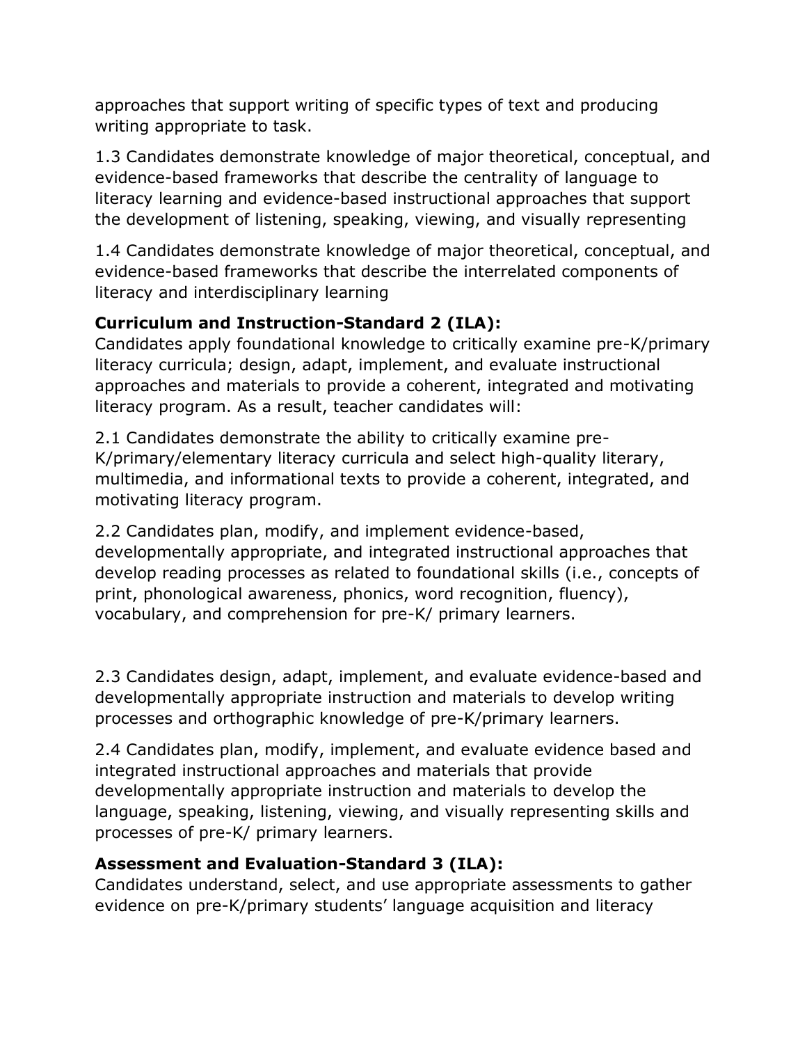approaches that support writing of specific types of text and producing writing appropriate to task.

1.3 Candidates demonstrate knowledge of major theoretical, conceptual, and evidence-based frameworks that describe the centrality of language to literacy learning and evidence-based instructional approaches that support the development of listening, speaking, viewing, and visually representing

1.4 Candidates demonstrate knowledge of major theoretical, conceptual, and evidence-based frameworks that describe the interrelated components of literacy and interdisciplinary learning

**Curriculum and Instruction-Standard 2 (ILA):**
Candidates apply foundational knowledge to critically examine pre-K/primary literacy curricula; design, adapt, implement, and evaluate instructional approaches and materials to provide a coherent, integrated and motivating literacy program. As a result, teacher candidates will:

2.1 Candidates demonstrate the ability to critically examine pre-K/primary/elementary literacy curricula and select high-quality literary, multimedia, and informational texts to provide a coherent, integrated, and motivating literacy program.

2.2 Candidates plan, modify, and implement evidence-based, developmentally appropriate, and integrated instructional approaches that develop reading processes as related to foundational skills (i.e., concepts of print, phonological awareness, phonics, word recognition, fluency), vocabulary, and comprehension for pre-K/ primary learners.

2.3 Candidates design, adapt, implement, and evaluate evidence-based and developmentally appropriate instruction and materials to develop writing processes and orthographic knowledge of pre-K/primary learners.

2.4 Candidates plan, modify, implement, and evaluate evidence based and integrated instructional approaches and materials that provide developmentally appropriate instruction and materials to develop the language, speaking, listening, viewing, and visually representing skills and processes of pre-K/ primary learners.

**Assessment and Evaluation-Standard 3 (ILA):**
Candidates understand, select, and use appropriate assessments to gather evidence on pre-K/primary students' language acquisition and literacy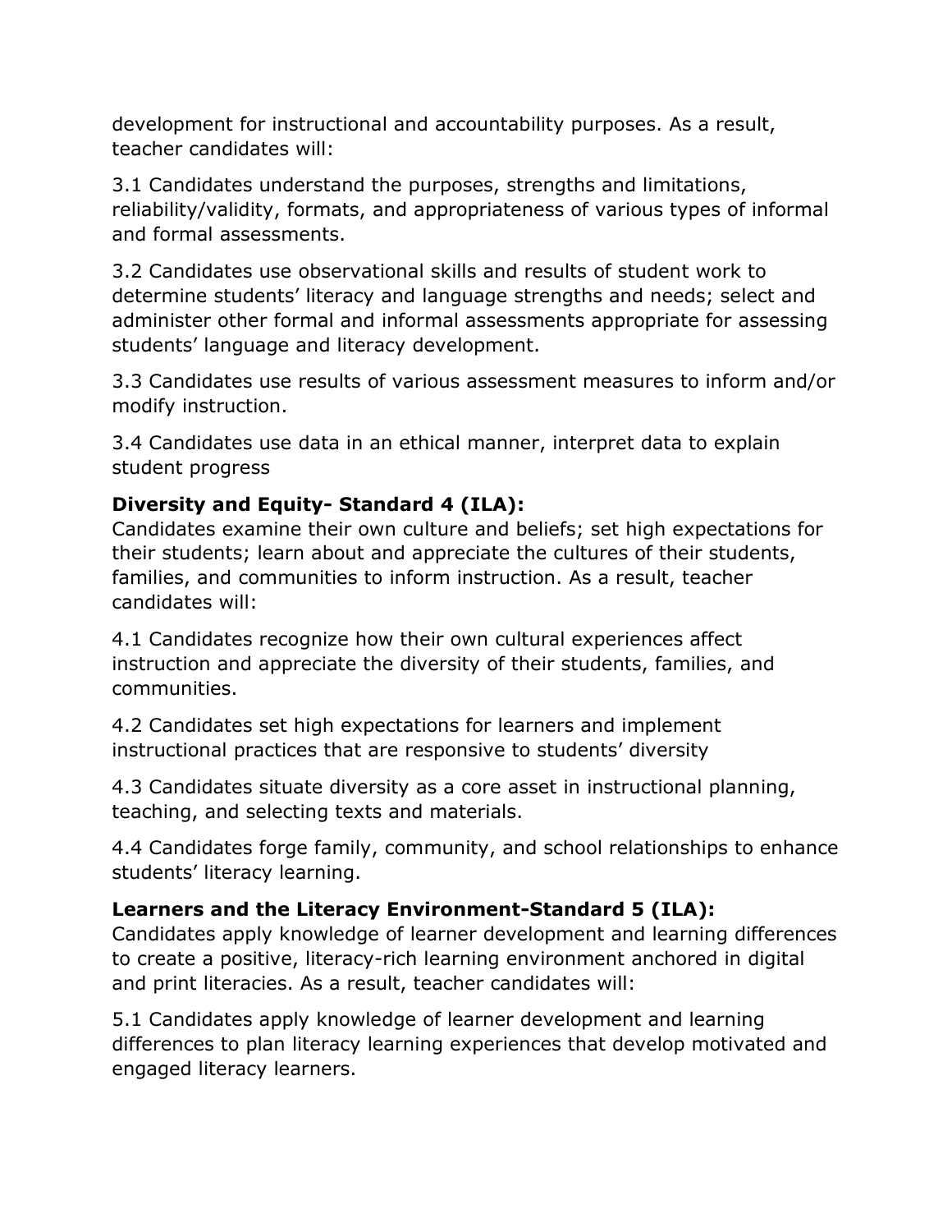development for instructional and accountability purposes. As a result, teacher candidates will:

3.1 Candidates understand the purposes, strengths and limitations, reliability/validity, formats, and appropriateness of various types of informal and formal assessments.

3.2 Candidates use observational skills and results of student work to determine students' literacy and language strengths and needs; select and administer other formal and informal assessments appropriate for assessing students' language and literacy development.

3.3 Candidates use results of various assessment measures to inform and/or modify instruction.

3.4 Candidates use data in an ethical manner, interpret data to explain student progress

**Diversity and Equity- Standard 4 (ILA):**
Candidates examine their own culture and beliefs; set high expectations for their students; learn about and appreciate the cultures of their students, families, and communities to inform instruction. As a result, teacher candidates will:

4.1 Candidates recognize how their own cultural experiences affect instruction and appreciate the diversity of their students, families, and communities.

4.2 Candidates set high expectations for learners and implement instructional practices that are responsive to students' diversity

4.3 Candidates situate diversity as a core asset in instructional planning, teaching, and selecting texts and materials.

4.4 Candidates forge family, community, and school relationships to enhance students' literacy learning.

**Learners and the Literacy Environment-Standard 5 (ILA):**
Candidates apply knowledge of learner development and learning differences to create a positive, literacy-rich learning environment anchored in digital and print literacies. As a result, teacher candidates will:

5.1 Candidates apply knowledge of learner development and learning differences to plan literacy learning experiences that develop motivated and engaged literacy learners.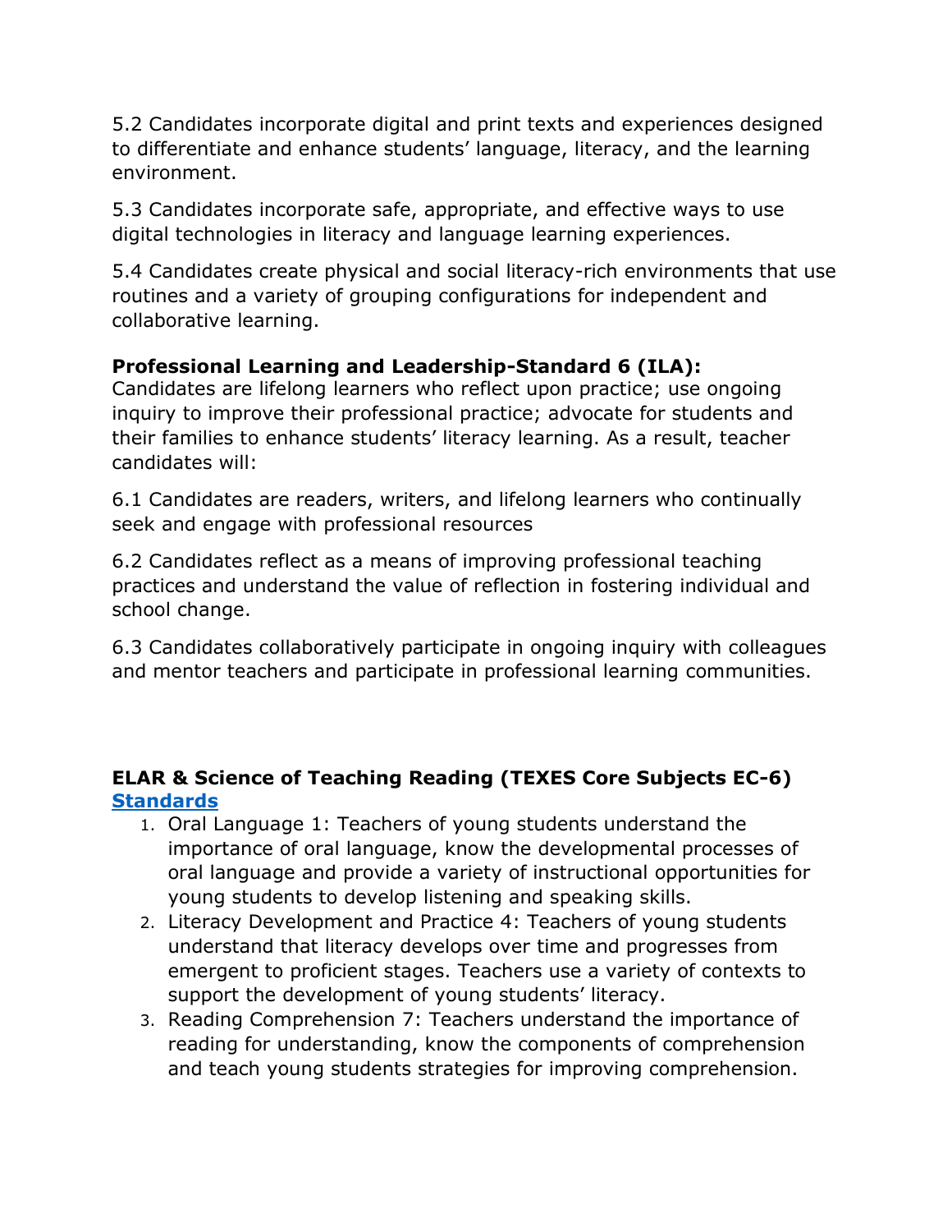5.2 Candidates incorporate digital and print texts and experiences designed to differentiate and enhance students' language, literacy, and the learning environment.

5.3 Candidates incorporate safe, appropriate, and effective ways to use digital technologies in literacy and language learning experiences.

5.4 Candidates create physical and social literacy-rich environments that use routines and a variety of grouping configurations for independent and collaborative learning.

**Professional Learning and Leadership-Standard 6 (ILA):**
Candidates are lifelong learners who reflect upon practice; use ongoing inquiry to improve their professional practice; advocate for students and their families to enhance students' literacy learning. As a result, teacher candidates will:

6.1 Candidates are readers, writers, and lifelong learners who continually seek and engage with professional resources

6.2 Candidates reflect as a means of improving professional teaching practices and understand the value of reflection in fostering individual and school change.

6.3 Candidates collaboratively participate in ongoing inquiry with colleagues and mentor teachers and participate in professional learning communities.

**ELAR & Science of Teaching Reading (TEXES Core Subjects EC-6) Standards**

1. Oral Language 1: Teachers of young students understand the importance of oral language, know the developmental processes of oral language and provide a variety of instructional opportunities for young students to develop listening and speaking skills.
2. Literacy Development and Practice 4: Teachers of young students understand that literacy develops over time and progresses from emergent to proficient stages. Teachers use a variety of contexts to support the development of young students' literacy.
3. Reading Comprehension 7: Teachers understand the importance of reading for understanding, know the components of comprehension and teach young students strategies for improving comprehension.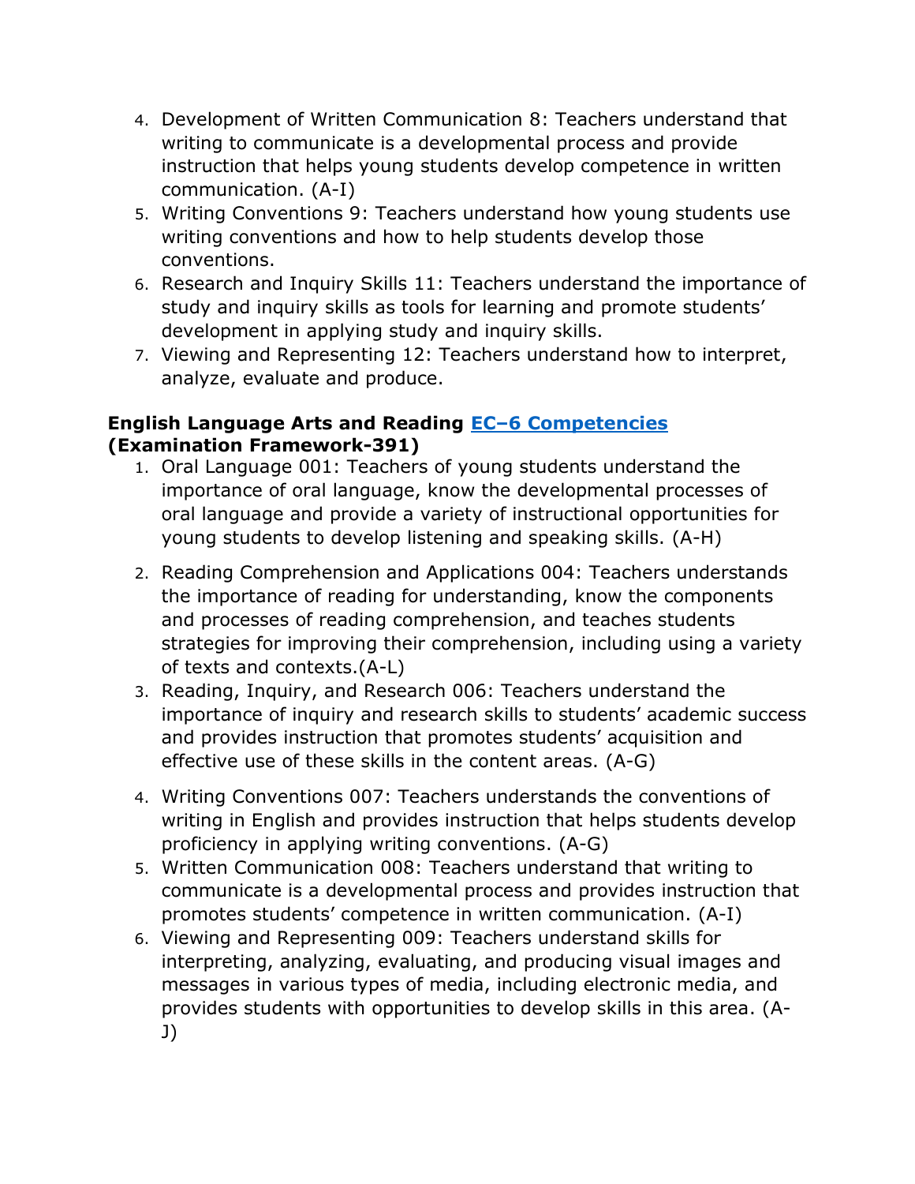4. Development of Written Communication 8: Teachers understand that writing to communicate is a developmental process and provide instruction that helps young students develop competence in written communication. (A-I)
5. Writing Conventions 9: Teachers understand how young students use writing conventions and how to help students develop those conventions.
6. Research and Inquiry Skills 11: Teachers understand the importance of study and inquiry skills as tools for learning and promote students' development in applying study and inquiry skills.
7. Viewing and Representing 12: Teachers understand how to interpret, analyze, evaluate and produce.

**English Language Arts and Reading [EC–6 Competencies] (Examination Framework-391)**

1. Oral Language 001: Teachers of young students understand the importance of oral language, know the developmental processes of oral language and provide a variety of instructional opportunities for young students to develop listening and speaking skills. (A-H)
2. Reading Comprehension and Applications 004: Teachers understands the importance of reading for understanding, know the components and processes of reading comprehension, and teaches students strategies for improving their comprehension, including using a variety of texts and contexts.(A-L)
3. Reading, Inquiry, and Research 006: Teachers understand the importance of inquiry and research skills to students' academic success and provides instruction that promotes students' acquisition and effective use of these skills in the content areas. (A-G)
4. Writing Conventions 007: Teachers understands the conventions of writing in English and provides instruction that helps students develop proficiency in applying writing conventions. (A-G)
5. Written Communication 008: Teachers understand that writing to communicate is a developmental process and provides instruction that promotes students' competence in written communication. (A-I)
6. Viewing and Representing 009: Teachers understand skills for interpreting, analyzing, evaluating, and producing visual images and messages in various types of media, including electronic media, and provides students with opportunities to develop skills in this area. (A-J)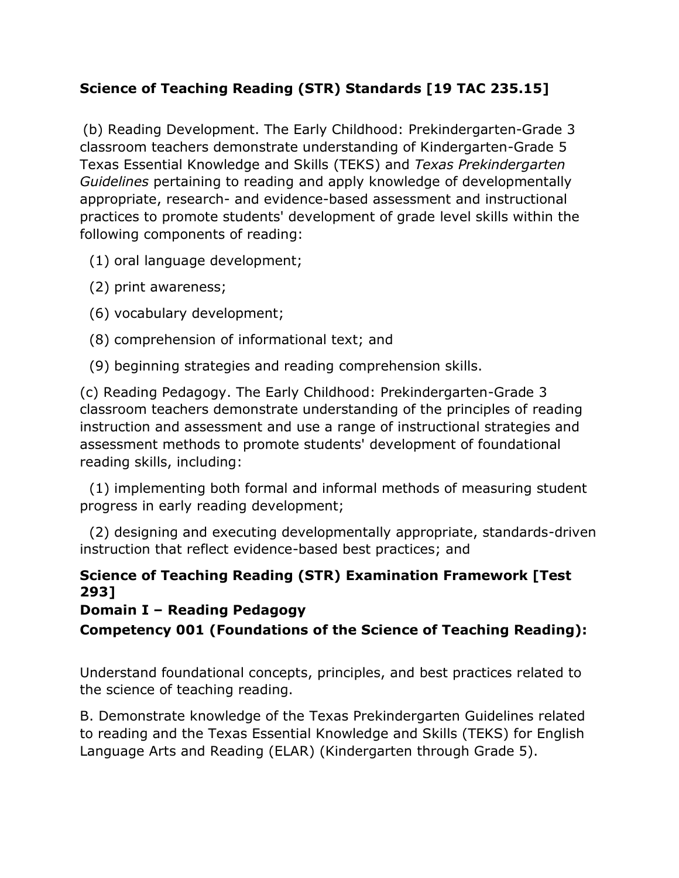**Science of Teaching Reading (STR) Standards [19 TAC 235.15]**

(b) Reading Development. The Early Childhood: Prekindergarten-Grade 3 classroom teachers demonstrate understanding of Kindergarten-Grade 5 Texas Essential Knowledge and Skills (TEKS) and *Texas Prekindergarten Guidelines* pertaining to reading and apply knowledge of developmentally appropriate, research- and evidence-based assessment and instructional practices to promote students' development of grade level skills within the following components of reading:

(1) oral language development;

(2) print awareness;

(6) vocabulary development;

(8) comprehension of informational text; and

(9) beginning strategies and reading comprehension skills.

(c) Reading Pedagogy. The Early Childhood: Prekindergarten-Grade 3 classroom teachers demonstrate understanding of the principles of reading instruction and assessment and use a range of instructional strategies and assessment methods to promote students' development of foundational reading skills, including:

(1) implementing both formal and informal methods of measuring student progress in early reading development;

(2) designing and executing developmentally appropriate, standards-driven instruction that reflect evidence-based best practices; and

**Science of Teaching Reading (STR) Examination Framework [Test 293]**

**Domain I – Reading Pedagogy**

**Competency 001 (Foundations of the Science of Teaching Reading):**

Understand foundational concepts, principles, and best practices related to the science of teaching reading.

B. Demonstrate knowledge of the Texas Prekindergarten Guidelines related to reading and the Texas Essential Knowledge and Skills (TEKS) for English Language Arts and Reading (ELAR) (Kindergarten through Grade 5).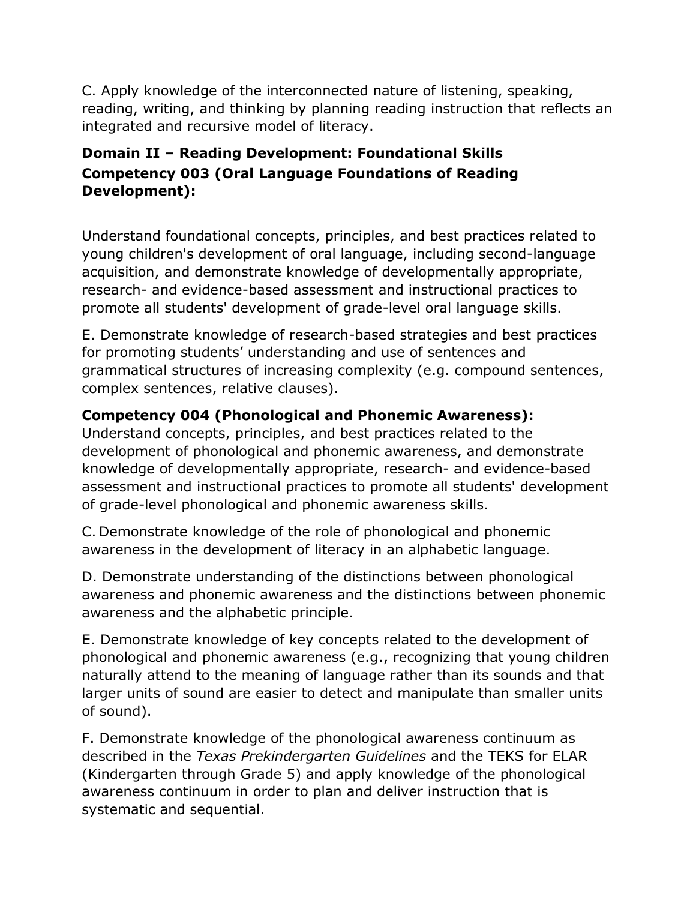C. Apply knowledge of the interconnected nature of listening, speaking, reading, writing, and thinking by planning reading instruction that reflects an integrated and recursive model of literacy.

**Domain II – Reading Development: Foundational Skills**
**Competency 003 (Oral Language Foundations of Reading Development):**

Understand foundational concepts, principles, and best practices related to young children's development of oral language, including second-language acquisition, and demonstrate knowledge of developmentally appropriate, research- and evidence-based assessment and instructional practices to promote all students' development of grade-level oral language skills.

E. Demonstrate knowledge of research-based strategies and best practices for promoting students' understanding and use of sentences and grammatical structures of increasing complexity (e.g. compound sentences, complex sentences, relative clauses).

**Competency 004 (Phonological and Phonemic Awareness):**
Understand concepts, principles, and best practices related to the development of phonological and phonemic awareness, and demonstrate knowledge of developmentally appropriate, research- and evidence-based assessment and instructional practices to promote all students' development of grade-level phonological and phonemic awareness skills.

C. Demonstrate knowledge of the role of phonological and phonemic awareness in the development of literacy in an alphabetic language.

D. Demonstrate understanding of the distinctions between phonological awareness and phonemic awareness and the distinctions between phonemic awareness and the alphabetic principle.

E. Demonstrate knowledge of key concepts related to the development of phonological and phonemic awareness (e.g., recognizing that young children naturally attend to the meaning of language rather than its sounds and that larger units of sound are easier to detect and manipulate than smaller units of sound).

F. Demonstrate knowledge of the phonological awareness continuum as described in the *Texas Prekindergarten Guidelines* and the TEKS for ELAR (Kindergarten through Grade 5) and apply knowledge of the phonological awareness continuum in order to plan and deliver instruction that is systematic and sequential.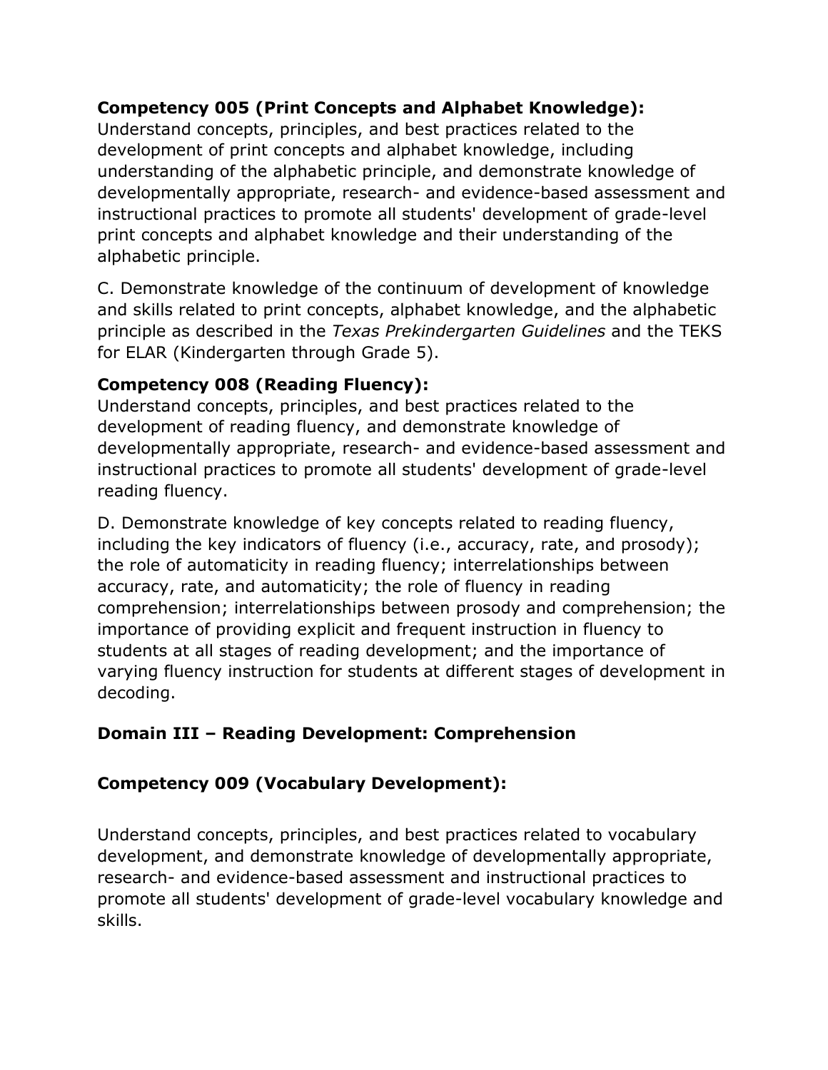**Competency 005 (Print Concepts and Alphabet Knowledge):**
Understand concepts, principles, and best practices related to the development of print concepts and alphabet knowledge, including understanding of the alphabetic principle, and demonstrate knowledge of developmentally appropriate, research- and evidence-based assessment and instructional practices to promote all students' development of grade-level print concepts and alphabet knowledge and their understanding of the alphabetic principle.

C. Demonstrate knowledge of the continuum of development of knowledge and skills related to print concepts, alphabet knowledge, and the alphabetic principle as described in the *Texas Prekindergarten Guidelines* and the TEKS for ELAR (Kindergarten through Grade 5).

**Competency 008 (Reading Fluency):**
Understand concepts, principles, and best practices related to the development of reading fluency, and demonstrate knowledge of developmentally appropriate, research- and evidence-based assessment and instructional practices to promote all students' development of grade-level reading fluency.

D. Demonstrate knowledge of key concepts related to reading fluency, including the key indicators of fluency (i.e., accuracy, rate, and prosody); the role of automaticity in reading fluency; interrelationships between accuracy, rate, and automaticity; the role of fluency in reading comprehension; interrelationships between prosody and comprehension; the importance of providing explicit and frequent instruction in fluency to students at all stages of reading development; and the importance of varying fluency instruction for students at different stages of development in decoding.

## Domain III – Reading Development: Comprehension

**Competency 009 (Vocabulary Development):**

Understand concepts, principles, and best practices related to vocabulary development, and demonstrate knowledge of developmentally appropriate, research- and evidence-based assessment and instructional practices to promote all students' development of grade-level vocabulary knowledge and skills.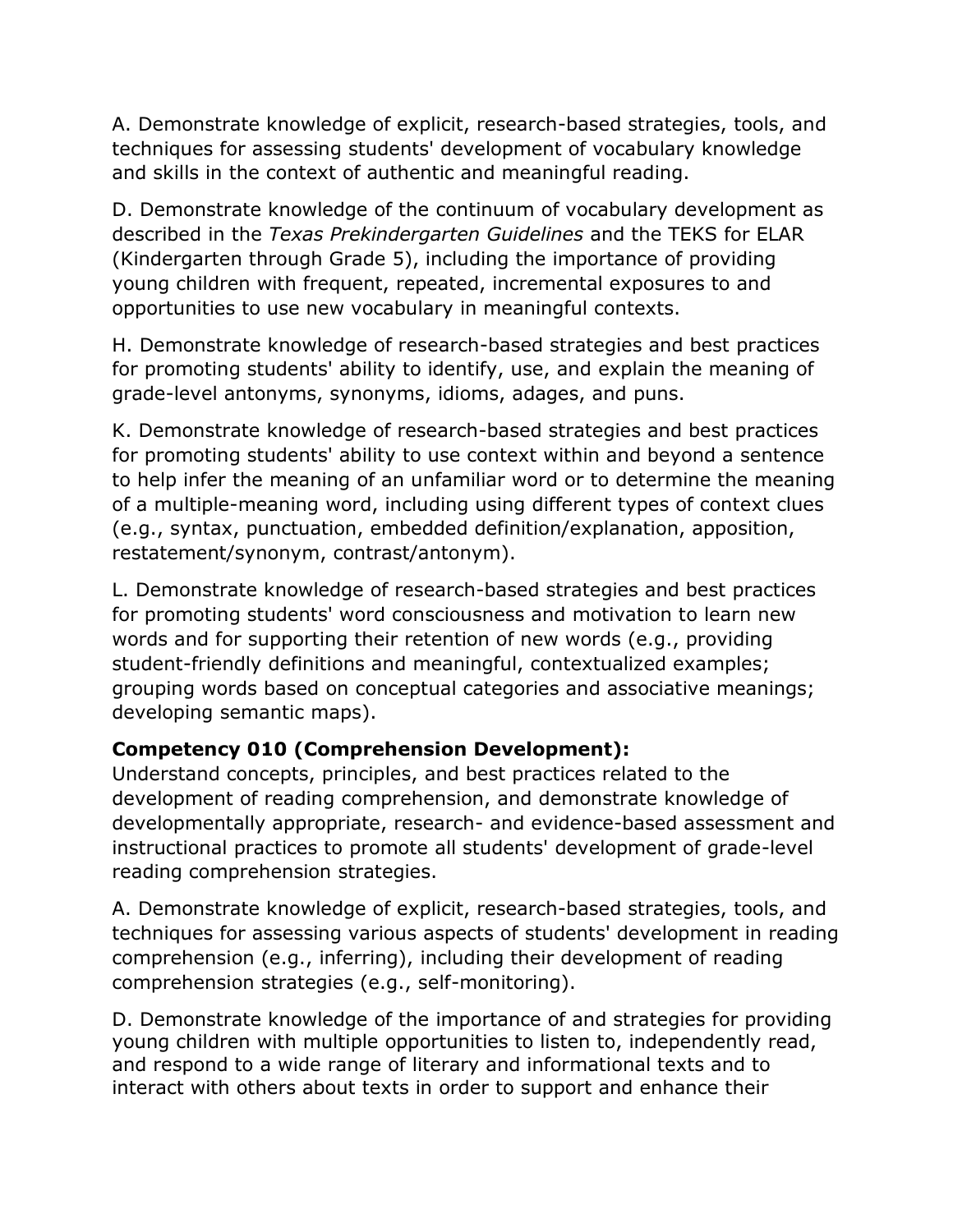A. Demonstrate knowledge of explicit, research-based strategies, tools, and techniques for assessing students' development of vocabulary knowledge and skills in the context of authentic and meaningful reading.

D. Demonstrate knowledge of the continuum of vocabulary development as described in the *Texas Prekindergarten Guidelines* and the TEKS for ELAR (Kindergarten through Grade 5), including the importance of providing young children with frequent, repeated, incremental exposures to and opportunities to use new vocabulary in meaningful contexts.

H. Demonstrate knowledge of research-based strategies and best practices for promoting students' ability to identify, use, and explain the meaning of grade-level antonyms, synonyms, idioms, adages, and puns.

K. Demonstrate knowledge of research-based strategies and best practices for promoting students' ability to use context within and beyond a sentence to help infer the meaning of an unfamiliar word or to determine the meaning of a multiple-meaning word, including using different types of context clues (e.g., syntax, punctuation, embedded definition/explanation, apposition, restatement/synonym, contrast/antonym).

L. Demonstrate knowledge of research-based strategies and best practices for promoting students' word consciousness and motivation to learn new words and for supporting their retention of new words (e.g., providing student-friendly definitions and meaningful, contextualized examples; grouping words based on conceptual categories and associative meanings; developing semantic maps).

**Competency 010 (Comprehension Development):**
Understand concepts, principles, and best practices related to the development of reading comprehension, and demonstrate knowledge of developmentally appropriate, research- and evidence-based assessment and instructional practices to promote all students' development of grade-level reading comprehension strategies.

A. Demonstrate knowledge of explicit, research-based strategies, tools, and techniques for assessing various aspects of students' development in reading comprehension (e.g., inferring), including their development of reading comprehension strategies (e.g., self-monitoring).

D. Demonstrate knowledge of the importance of and strategies for providing young children with multiple opportunities to listen to, independently read, and respond to a wide range of literary and informational texts and to interact with others about texts in order to support and enhance their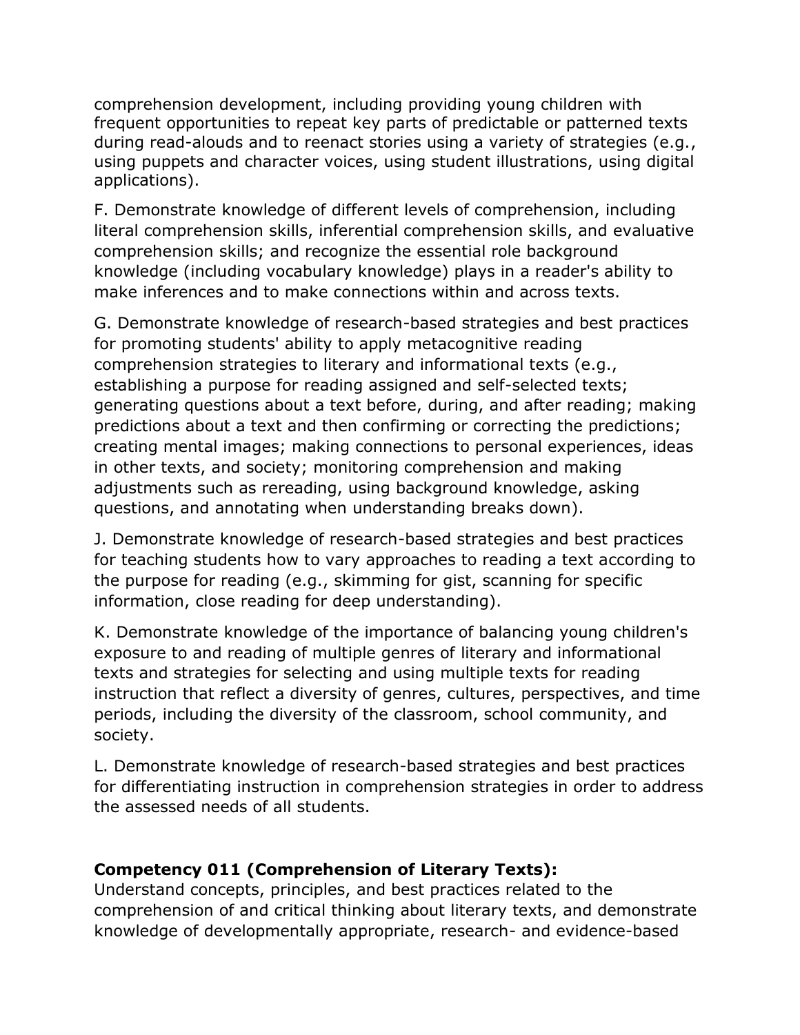comprehension development, including providing young children with frequent opportunities to repeat key parts of predictable or patterned texts during read-alouds and to reenact stories using a variety of strategies (e.g., using puppets and character voices, using student illustrations, using digital applications).

F. Demonstrate knowledge of different levels of comprehension, including literal comprehension skills, inferential comprehension skills, and evaluative comprehension skills; and recognize the essential role background knowledge (including vocabulary knowledge) plays in a reader's ability to make inferences and to make connections within and across texts.

G. Demonstrate knowledge of research-based strategies and best practices for promoting students' ability to apply metacognitive reading comprehension strategies to literary and informational texts (e.g., establishing a purpose for reading assigned and self-selected texts; generating questions about a text before, during, and after reading; making predictions about a text and then confirming or correcting the predictions; creating mental images; making connections to personal experiences, ideas in other texts, and society; monitoring comprehension and making adjustments such as rereading, using background knowledge, asking questions, and annotating when understanding breaks down).

J. Demonstrate knowledge of research-based strategies and best practices for teaching students how to vary approaches to reading a text according to the purpose for reading (e.g., skimming for gist, scanning for specific information, close reading for deep understanding).

K. Demonstrate knowledge of the importance of balancing young children's exposure to and reading of multiple genres of literary and informational texts and strategies for selecting and using multiple texts for reading instruction that reflect a diversity of genres, cultures, perspectives, and time periods, including the diversity of the classroom, school community, and society.

L. Demonstrate knowledge of research-based strategies and best practices for differentiating instruction in comprehension strategies in order to address the assessed needs of all students.

**Competency 011 (Comprehension of Literary Texts):**
Understand concepts, principles, and best practices related to the comprehension of and critical thinking about literary texts, and demonstrate knowledge of developmentally appropriate, research- and evidence-based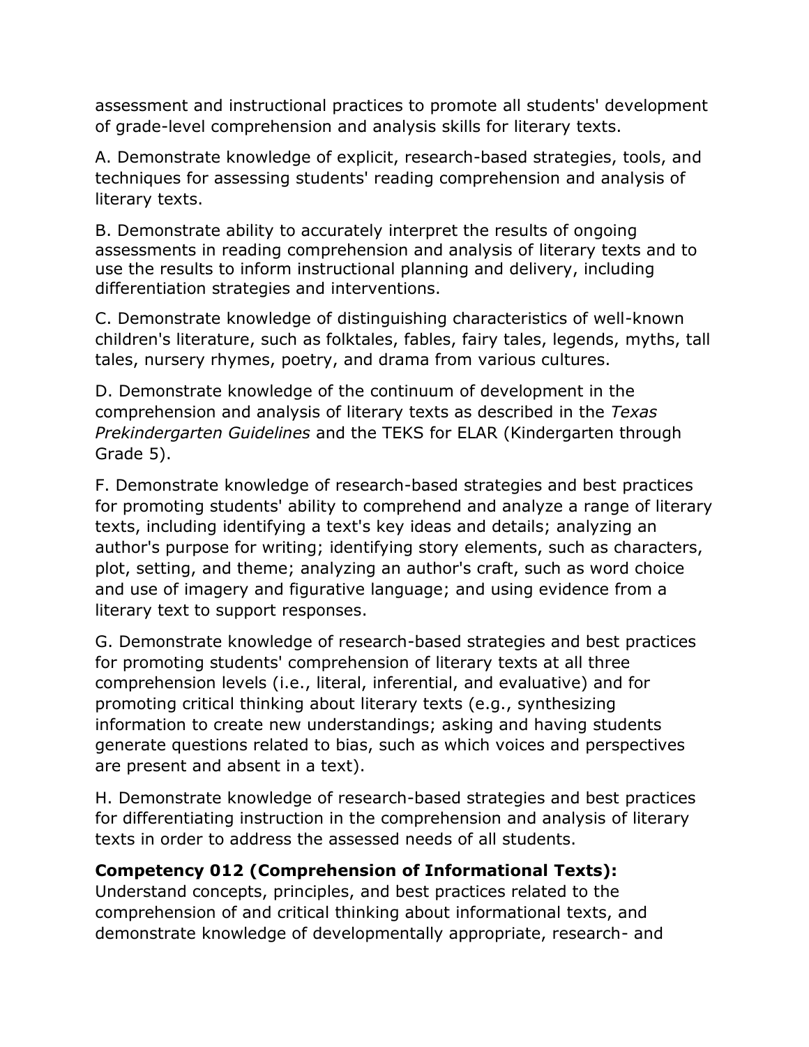assessment and instructional practices to promote all students' development of grade-level comprehension and analysis skills for literary texts.

A. Demonstrate knowledge of explicit, research-based strategies, tools, and techniques for assessing students' reading comprehension and analysis of literary texts.

B. Demonstrate ability to accurately interpret the results of ongoing assessments in reading comprehension and analysis of literary texts and to use the results to inform instructional planning and delivery, including differentiation strategies and interventions.

C. Demonstrate knowledge of distinguishing characteristics of well-known children's literature, such as folktales, fables, fairy tales, legends, myths, tall tales, nursery rhymes, poetry, and drama from various cultures.

D. Demonstrate knowledge of the continuum of development in the comprehension and analysis of literary texts as described in the *Texas Prekindergarten Guidelines* and the TEKS for ELAR (Kindergarten through Grade 5).

F. Demonstrate knowledge of research-based strategies and best practices for promoting students' ability to comprehend and analyze a range of literary texts, including identifying a text's key ideas and details; analyzing an author's purpose for writing; identifying story elements, such as characters, plot, setting, and theme; analyzing an author's craft, such as word choice and use of imagery and figurative language; and using evidence from a literary text to support responses.

G. Demonstrate knowledge of research-based strategies and best practices for promoting students' comprehension of literary texts at all three comprehension levels (i.e., literal, inferential, and evaluative) and for promoting critical thinking about literary texts (e.g., synthesizing information to create new understandings; asking and having students generate questions related to bias, such as which voices and perspectives are present and absent in a text).

H. Demonstrate knowledge of research-based strategies and best practices for differentiating instruction in the comprehension and analysis of literary texts in order to address the assessed needs of all students.

**Competency 012 (Comprehension of Informational Texts):** Understand concepts, principles, and best practices related to the comprehension of and critical thinking about informational texts, and demonstrate knowledge of developmentally appropriate, research- and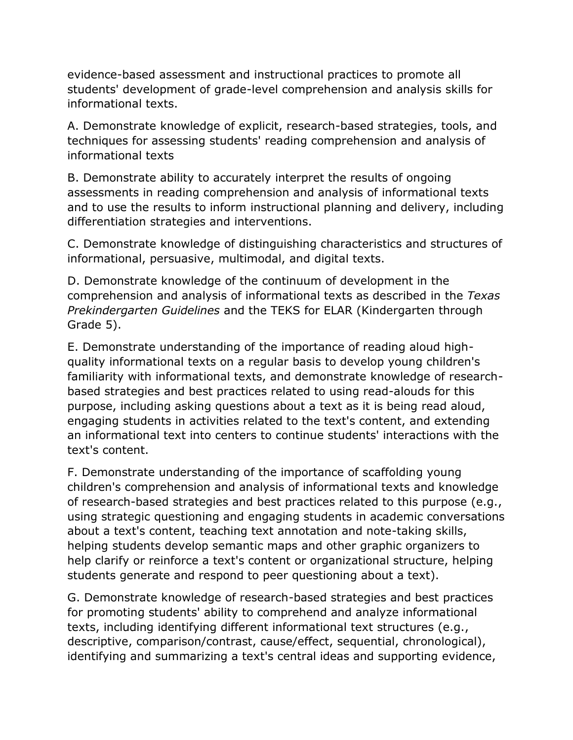evidence-based assessment and instructional practices to promote all students' development of grade-level comprehension and analysis skills for informational texts.

A. Demonstrate knowledge of explicit, research-based strategies, tools, and techniques for assessing students' reading comprehension and analysis of informational texts

B. Demonstrate ability to accurately interpret the results of ongoing assessments in reading comprehension and analysis of informational texts and to use the results to inform instructional planning and delivery, including differentiation strategies and interventions.

C. Demonstrate knowledge of distinguishing characteristics and structures of informational, persuasive, multimodal, and digital texts.

D. Demonstrate knowledge of the continuum of development in the comprehension and analysis of informational texts as described in the *Texas Prekindergarten Guidelines* and the TEKS for ELAR (Kindergarten through Grade 5).

E. Demonstrate understanding of the importance of reading aloud high-quality informational texts on a regular basis to develop young children's familiarity with informational texts, and demonstrate knowledge of research-based strategies and best practices related to using read-alouds for this purpose, including asking questions about a text as it is being read aloud, engaging students in activities related to the text's content, and extending an informational text into centers to continue students' interactions with the text's content.

F. Demonstrate understanding of the importance of scaffolding young children's comprehension and analysis of informational texts and knowledge of research-based strategies and best practices related to this purpose (e.g., using strategic questioning and engaging students in academic conversations about a text's content, teaching text annotation and note-taking skills, helping students develop semantic maps and other graphic organizers to help clarify or reinforce a text's content or organizational structure, helping students generate and respond to peer questioning about a text).

G. Demonstrate knowledge of research-based strategies and best practices for promoting students' ability to comprehend and analyze informational texts, including identifying different informational text structures (e.g., descriptive, comparison/contrast, cause/effect, sequential, chronological), identifying and summarizing a text's central ideas and supporting evidence,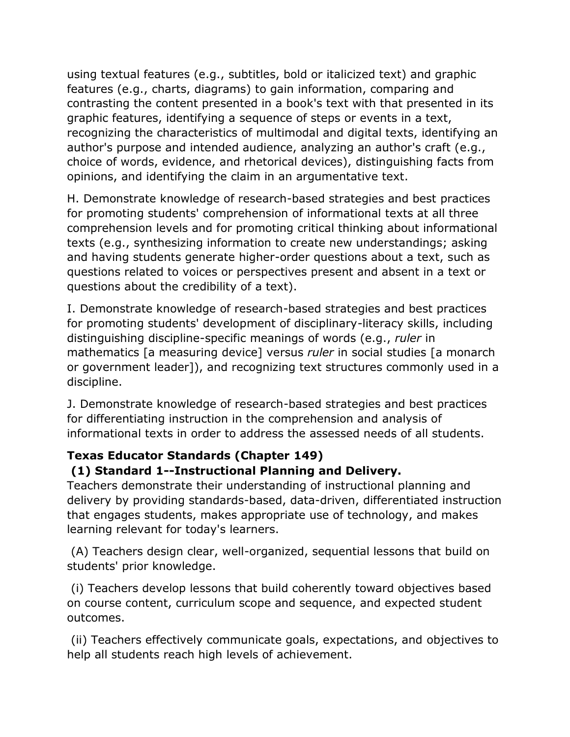using textual features (e.g., subtitles, bold or italicized text) and graphic features (e.g., charts, diagrams) to gain information, comparing and contrasting the content presented in a book's text with that presented in its graphic features, identifying a sequence of steps or events in a text, recognizing the characteristics of multimodal and digital texts, identifying an author's purpose and intended audience, analyzing an author's craft (e.g., choice of words, evidence, and rhetorical devices), distinguishing facts from opinions, and identifying the claim in an argumentative text.

H. Demonstrate knowledge of research-based strategies and best practices for promoting students' comprehension of informational texts at all three comprehension levels and for promoting critical thinking about informational texts (e.g., synthesizing information to create new understandings; asking and having students generate higher-order questions about a text, such as questions related to voices or perspectives present and absent in a text or questions about the credibility of a text).

I. Demonstrate knowledge of research-based strategies and best practices for promoting students' development of disciplinary-literacy skills, including distinguishing discipline-specific meanings of words (e.g., *ruler* in mathematics [a measuring device] versus *ruler* in social studies [a monarch or government leader]), and recognizing text structures commonly used in a discipline.

J. Demonstrate knowledge of research-based strategies and best practices for differentiating instruction in the comprehension and analysis of informational texts in order to address the assessed needs of all students.

**Texas Educator Standards (Chapter 149)**

**(1) Standard 1--Instructional Planning and Delivery.**

Teachers demonstrate their understanding of instructional planning and delivery by providing standards-based, data-driven, differentiated instruction that engages students, makes appropriate use of technology, and makes learning relevant for today's learners.

(A) Teachers design clear, well-organized, sequential lessons that build on students' prior knowledge.

(i) Teachers develop lessons that build coherently toward objectives based on course content, curriculum scope and sequence, and expected student outcomes.

(ii) Teachers effectively communicate goals, expectations, and objectives to help all students reach high levels of achievement.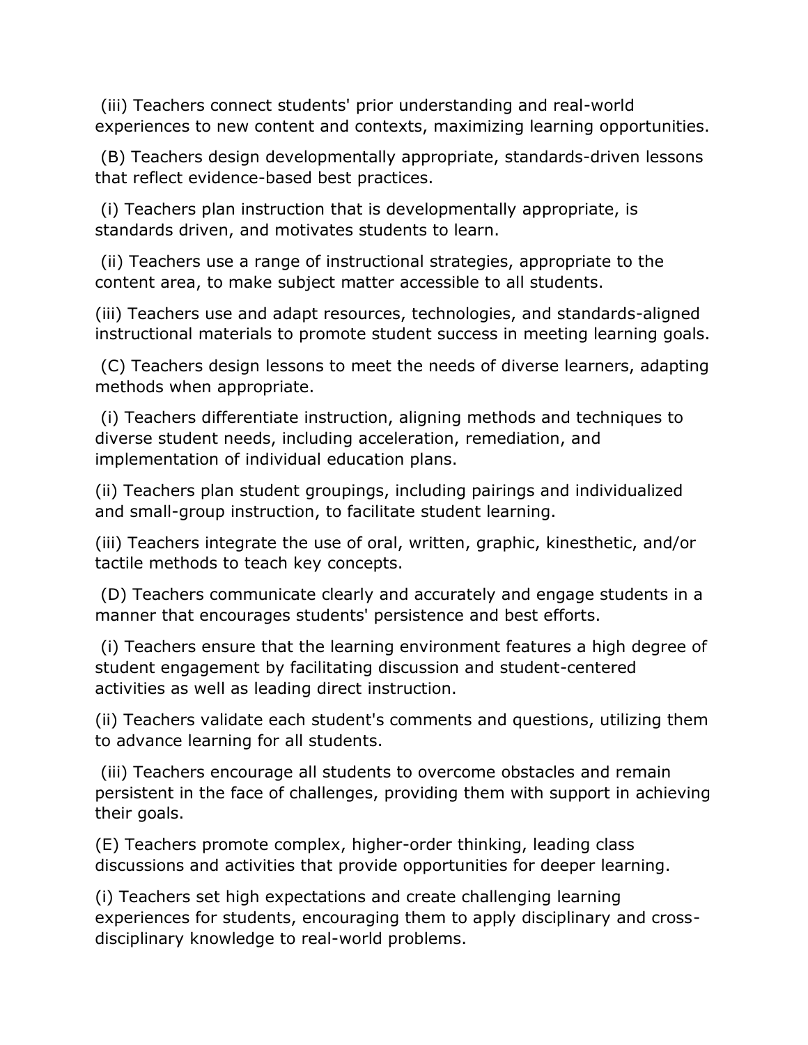(iii) Teachers connect students' prior understanding and real-world experiences to new content and contexts, maximizing learning opportunities.

(B) Teachers design developmentally appropriate, standards-driven lessons that reflect evidence-based best practices.

(i) Teachers plan instruction that is developmentally appropriate, is standards driven, and motivates students to learn.

(ii) Teachers use a range of instructional strategies, appropriate to the content area, to make subject matter accessible to all students.

(iii) Teachers use and adapt resources, technologies, and standards-aligned instructional materials to promote student success in meeting learning goals.

(C) Teachers design lessons to meet the needs of diverse learners, adapting methods when appropriate.

(i) Teachers differentiate instruction, aligning methods and techniques to diverse student needs, including acceleration, remediation, and implementation of individual education plans.

(ii) Teachers plan student groupings, including pairings and individualized and small-group instruction, to facilitate student learning.

(iii) Teachers integrate the use of oral, written, graphic, kinesthetic, and/or tactile methods to teach key concepts.

(D) Teachers communicate clearly and accurately and engage students in a manner that encourages students' persistence and best efforts.

(i) Teachers ensure that the learning environment features a high degree of student engagement by facilitating discussion and student-centered activities as well as leading direct instruction.

(ii) Teachers validate each student's comments and questions, utilizing them to advance learning for all students.

(iii) Teachers encourage all students to overcome obstacles and remain persistent in the face of challenges, providing them with support in achieving their goals.

(E) Teachers promote complex, higher-order thinking, leading class discussions and activities that provide opportunities for deeper learning.

(i) Teachers set high expectations and create challenging learning experiences for students, encouraging them to apply disciplinary and cross-disciplinary knowledge to real-world problems.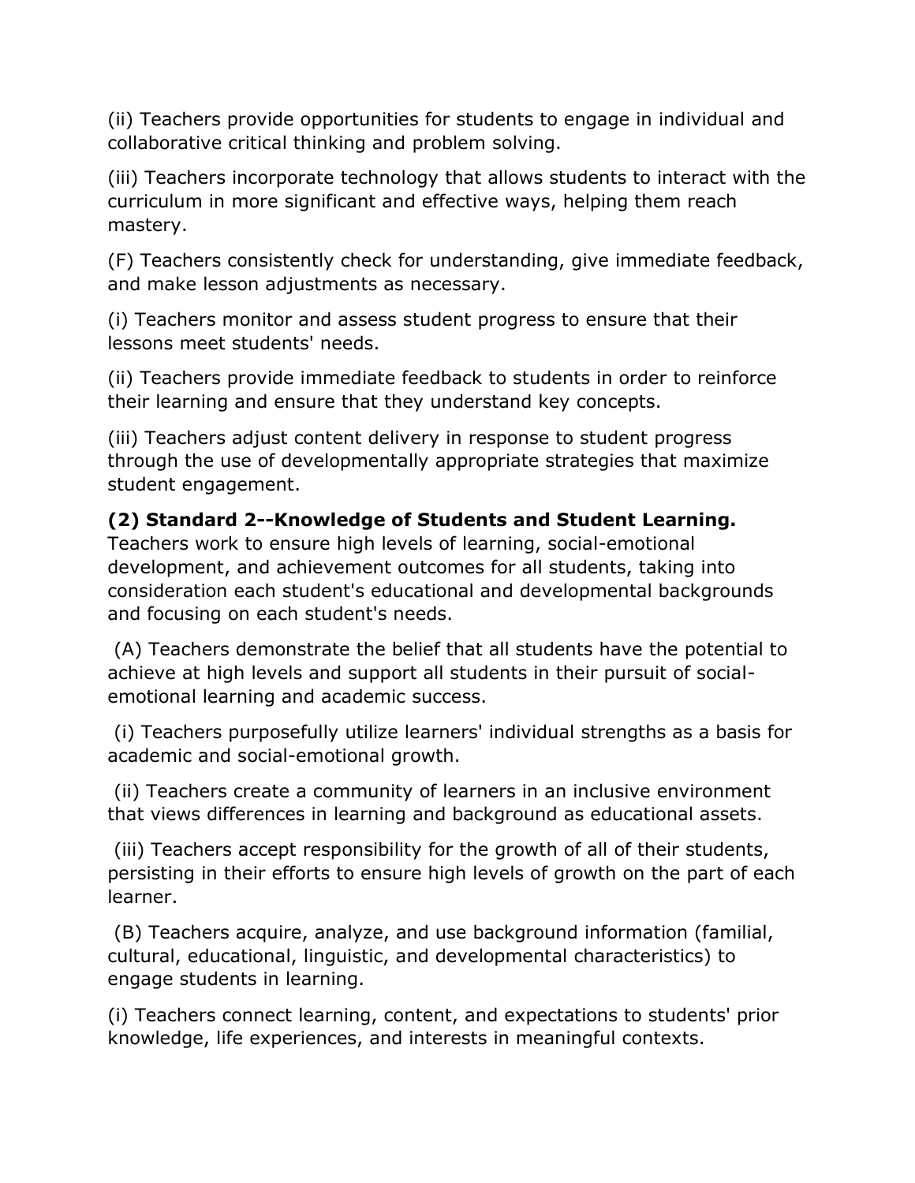(ii) Teachers provide opportunities for students to engage in individual and collaborative critical thinking and problem solving.

(iii) Teachers incorporate technology that allows students to interact with the curriculum in more significant and effective ways, helping them reach mastery.

(F) Teachers consistently check for understanding, give immediate feedback, and make lesson adjustments as necessary.

(i) Teachers monitor and assess student progress to ensure that their lessons meet students' needs.

(ii) Teachers provide immediate feedback to students in order to reinforce their learning and ensure that they understand key concepts.

(iii) Teachers adjust content delivery in response to student progress through the use of developmentally appropriate strategies that maximize student engagement.

**(2) Standard 2--Knowledge of Students and Student Learning.** Teachers work to ensure high levels of learning, social-emotional development, and achievement outcomes for all students, taking into consideration each student's educational and developmental backgrounds and focusing on each student's needs.

(A) Teachers demonstrate the belief that all students have the potential to achieve at high levels and support all students in their pursuit of social-emotional learning and academic success.

(i) Teachers purposefully utilize learners' individual strengths as a basis for academic and social-emotional growth.

(ii) Teachers create a community of learners in an inclusive environment that views differences in learning and background as educational assets.

(iii) Teachers accept responsibility for the growth of all of their students, persisting in their efforts to ensure high levels of growth on the part of each learner.

(B) Teachers acquire, analyze, and use background information (familial, cultural, educational, linguistic, and developmental characteristics) to engage students in learning.

(i) Teachers connect learning, content, and expectations to students' prior knowledge, life experiences, and interests in meaningful contexts.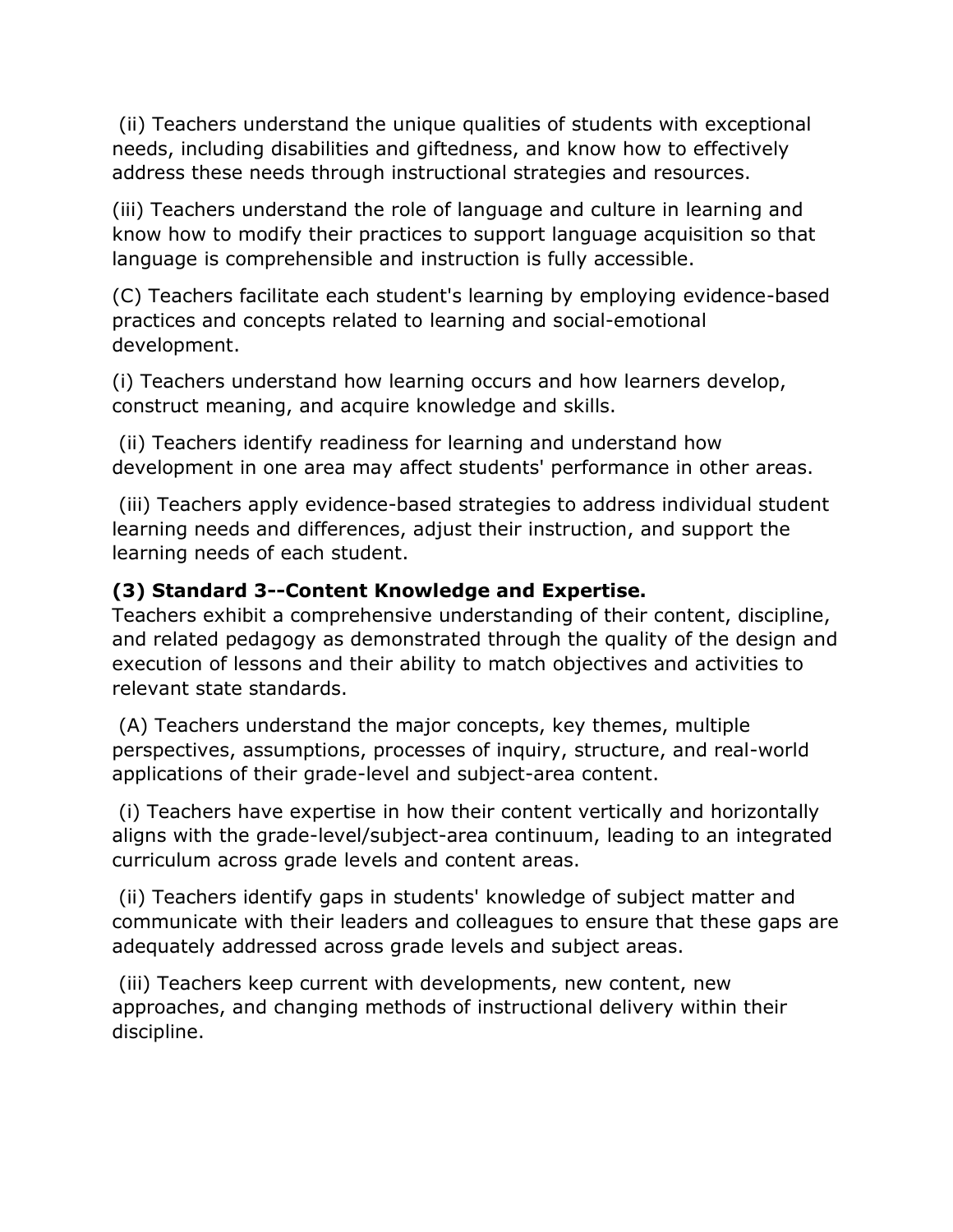(ii) Teachers understand the unique qualities of students with exceptional needs, including disabilities and giftedness, and know how to effectively address these needs through instructional strategies and resources.

(iii) Teachers understand the role of language and culture in learning and know how to modify their practices to support language acquisition so that language is comprehensible and instruction is fully accessible.

(C) Teachers facilitate each student's learning by employing evidence-based practices and concepts related to learning and social-emotional development.

(i) Teachers understand how learning occurs and how learners develop, construct meaning, and acquire knowledge and skills.

(ii) Teachers identify readiness for learning and understand how development in one area may affect students' performance in other areas.

(iii) Teachers apply evidence-based strategies to address individual student learning needs and differences, adjust their instruction, and support the learning needs of each student.

**(3) Standard 3--Content Knowledge and Expertise.**
Teachers exhibit a comprehensive understanding of their content, discipline, and related pedagogy as demonstrated through the quality of the design and execution of lessons and their ability to match objectives and activities to relevant state standards.

(A) Teachers understand the major concepts, key themes, multiple perspectives, assumptions, processes of inquiry, structure, and real-world applications of their grade-level and subject-area content.

(i) Teachers have expertise in how their content vertically and horizontally aligns with the grade-level/subject-area continuum, leading to an integrated curriculum across grade levels and content areas.

(ii) Teachers identify gaps in students' knowledge of subject matter and communicate with their leaders and colleagues to ensure that these gaps are adequately addressed across grade levels and subject areas.

(iii) Teachers keep current with developments, new content, new approaches, and changing methods of instructional delivery within their discipline.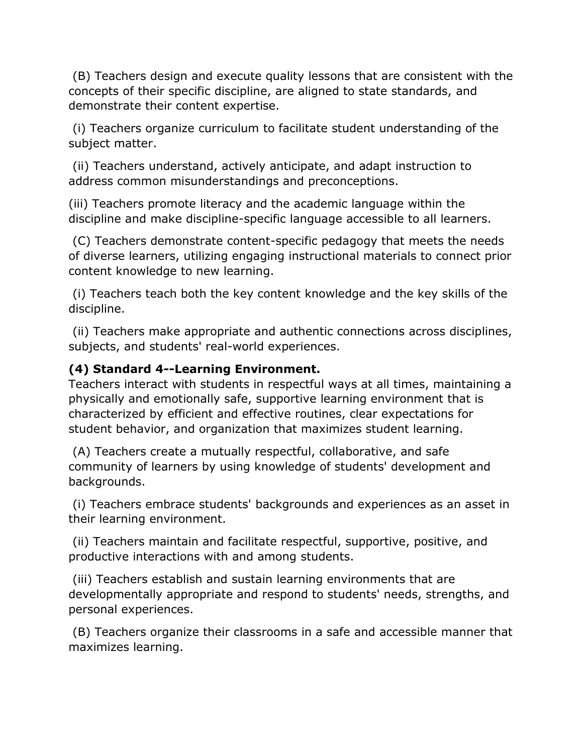(B) Teachers design and execute quality lessons that are consistent with the concepts of their specific discipline, are aligned to state standards, and demonstrate their content expertise.

(i) Teachers organize curriculum to facilitate student understanding of the subject matter.

(ii) Teachers understand, actively anticipate, and adapt instruction to address common misunderstandings and preconceptions.

(iii) Teachers promote literacy and the academic language within the discipline and make discipline-specific language accessible to all learners.

(C) Teachers demonstrate content-specific pedagogy that meets the needs of diverse learners, utilizing engaging instructional materials to connect prior content knowledge to new learning.

(i) Teachers teach both the key content knowledge and the key skills of the discipline.

(ii) Teachers make appropriate and authentic connections across disciplines, subjects, and students' real-world experiences.

**(4) Standard 4--Learning Environment.**
Teachers interact with students in respectful ways at all times, maintaining a physically and emotionally safe, supportive learning environment that is characterized by efficient and effective routines, clear expectations for student behavior, and organization that maximizes student learning.

(A) Teachers create a mutually respectful, collaborative, and safe community of learners by using knowledge of students' development and backgrounds.

(i) Teachers embrace students' backgrounds and experiences as an asset in their learning environment.

(ii) Teachers maintain and facilitate respectful, supportive, positive, and productive interactions with and among students.

(iii) Teachers establish and sustain learning environments that are developmentally appropriate and respond to students' needs, strengths, and personal experiences.

(B) Teachers organize their classrooms in a safe and accessible manner that maximizes learning.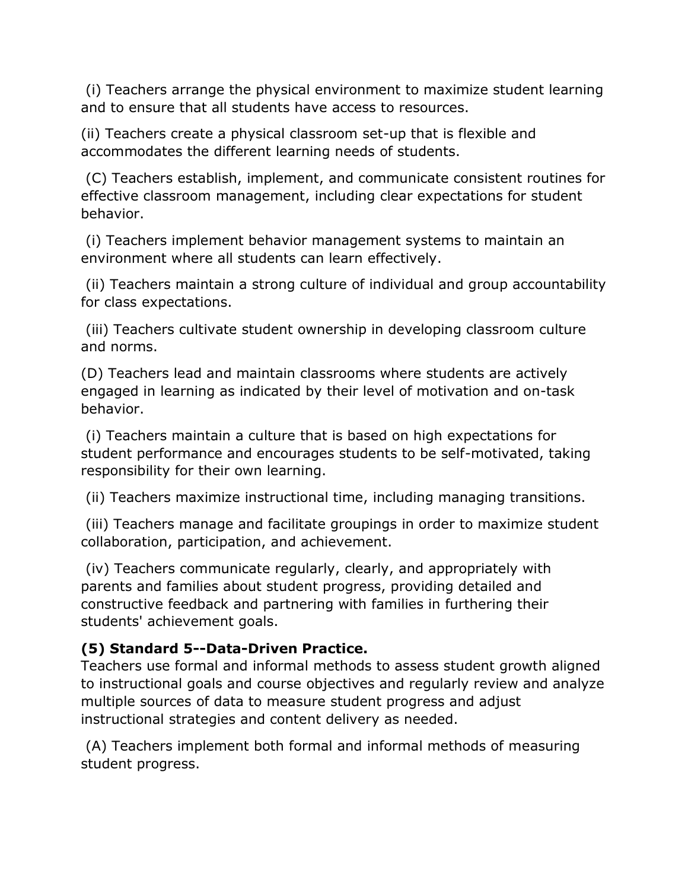(i) Teachers arrange the physical environment to maximize student learning and to ensure that all students have access to resources.

(ii) Teachers create a physical classroom set-up that is flexible and accommodates the different learning needs of students.

(C) Teachers establish, implement, and communicate consistent routines for effective classroom management, including clear expectations for student behavior.

(i) Teachers implement behavior management systems to maintain an environment where all students can learn effectively.

(ii) Teachers maintain a strong culture of individual and group accountability for class expectations.

(iii) Teachers cultivate student ownership in developing classroom culture and norms.

(D) Teachers lead and maintain classrooms where students are actively engaged in learning as indicated by their level of motivation and on-task behavior.

(i) Teachers maintain a culture that is based on high expectations for student performance and encourages students to be self-motivated, taking responsibility for their own learning.

(ii) Teachers maximize instructional time, including managing transitions.

(iii) Teachers manage and facilitate groupings in order to maximize student collaboration, participation, and achievement.

(iv) Teachers communicate regularly, clearly, and appropriately with parents and families about student progress, providing detailed and constructive feedback and partnering with families in furthering their students' achievement goals.

**(5) Standard 5--Data-Driven Practice.**
Teachers use formal and informal methods to assess student growth aligned to instructional goals and course objectives and regularly review and analyze multiple sources of data to measure student progress and adjust instructional strategies and content delivery as needed.

(A) Teachers implement both formal and informal methods of measuring student progress.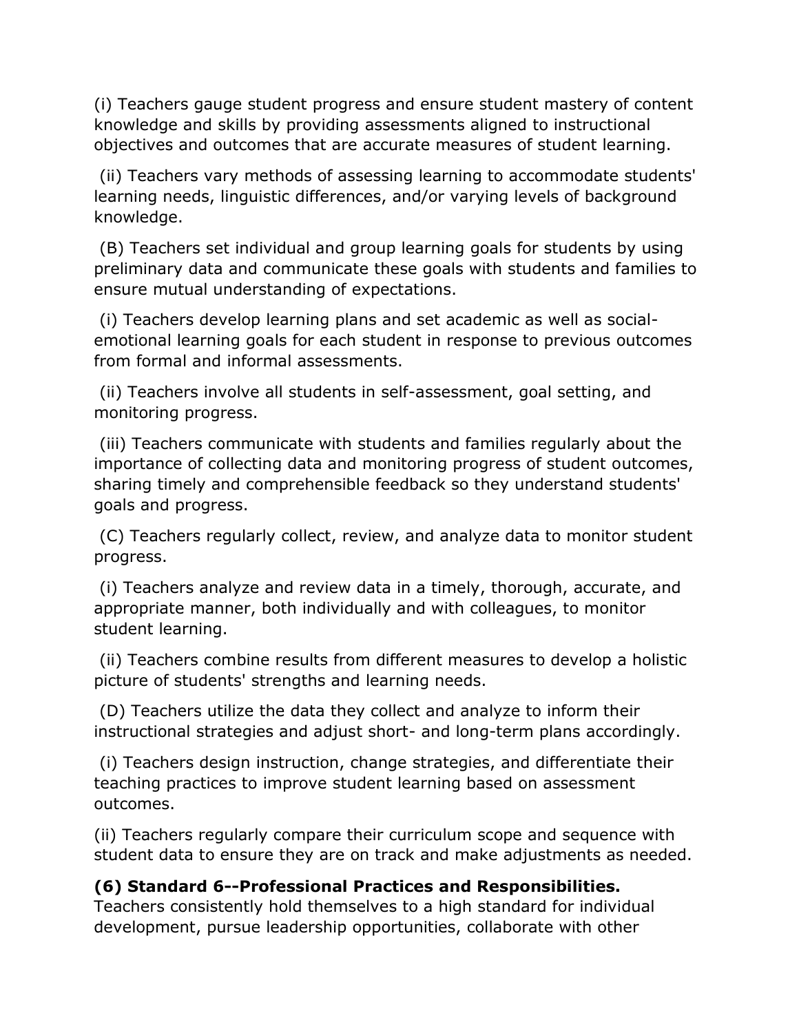(i) Teachers gauge student progress and ensure student mastery of content knowledge and skills by providing assessments aligned to instructional objectives and outcomes that are accurate measures of student learning.

(ii) Teachers vary methods of assessing learning to accommodate students' learning needs, linguistic differences, and/or varying levels of background knowledge.

(B) Teachers set individual and group learning goals for students by using preliminary data and communicate these goals with students and families to ensure mutual understanding of expectations.

(i) Teachers develop learning plans and set academic as well as social-emotional learning goals for each student in response to previous outcomes from formal and informal assessments.

(ii) Teachers involve all students in self-assessment, goal setting, and monitoring progress.

(iii) Teachers communicate with students and families regularly about the importance of collecting data and monitoring progress of student outcomes, sharing timely and comprehensible feedback so they understand students' goals and progress.

(C) Teachers regularly collect, review, and analyze data to monitor student progress.

(i) Teachers analyze and review data in a timely, thorough, accurate, and appropriate manner, both individually and with colleagues, to monitor student learning.

(ii) Teachers combine results from different measures to develop a holistic picture of students' strengths and learning needs.

(D) Teachers utilize the data they collect and analyze to inform their instructional strategies and adjust short- and long-term plans accordingly.

(i) Teachers design instruction, change strategies, and differentiate their teaching practices to improve student learning based on assessment outcomes.

(ii) Teachers regularly compare their curriculum scope and sequence with student data to ensure they are on track and make adjustments as needed.

**(6) Standard 6--Professional Practices and Responsibilities.** Teachers consistently hold themselves to a high standard for individual development, pursue leadership opportunities, collaborate with other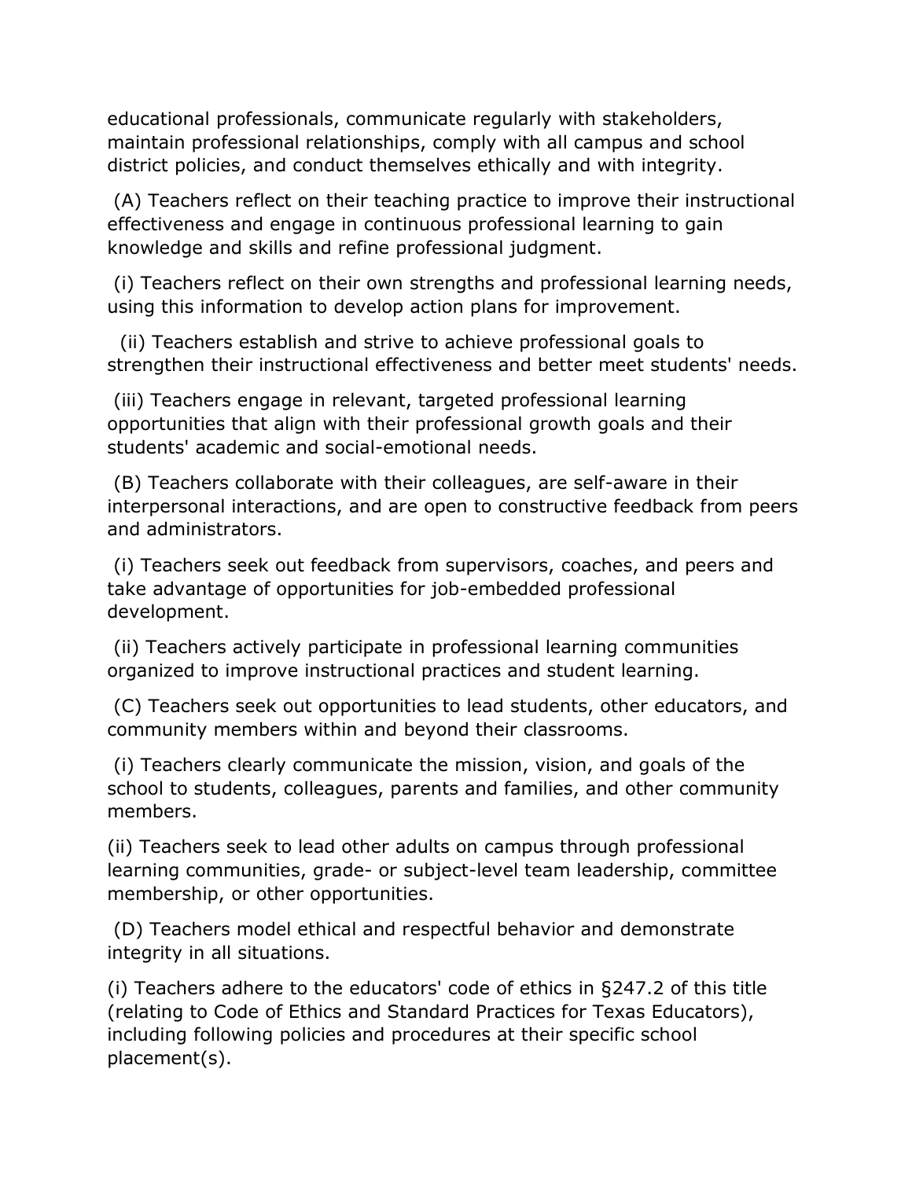educational professionals, communicate regularly with stakeholders, maintain professional relationships, comply with all campus and school district policies, and conduct themselves ethically and with integrity.

(A) Teachers reflect on their teaching practice to improve their instructional effectiveness and engage in continuous professional learning to gain knowledge and skills and refine professional judgment.

(i) Teachers reflect on their own strengths and professional learning needs, using this information to develop action plans for improvement.

(ii) Teachers establish and strive to achieve professional goals to strengthen their instructional effectiveness and better meet students' needs.

(iii) Teachers engage in relevant, targeted professional learning opportunities that align with their professional growth goals and their students' academic and social-emotional needs.

(B) Teachers collaborate with their colleagues, are self-aware in their interpersonal interactions, and are open to constructive feedback from peers and administrators.

(i) Teachers seek out feedback from supervisors, coaches, and peers and take advantage of opportunities for job-embedded professional development.

(ii) Teachers actively participate in professional learning communities organized to improve instructional practices and student learning.

(C) Teachers seek out opportunities to lead students, other educators, and community members within and beyond their classrooms.

(i) Teachers clearly communicate the mission, vision, and goals of the school to students, colleagues, parents and families, and other community members.

(ii) Teachers seek to lead other adults on campus through professional learning communities, grade- or subject-level team leadership, committee membership, or other opportunities.

(D) Teachers model ethical and respectful behavior and demonstrate integrity in all situations.

(i) Teachers adhere to the educators' code of ethics in §247.2 of this title (relating to Code of Ethics and Standard Practices for Texas Educators), including following policies and procedures at their specific school placement(s).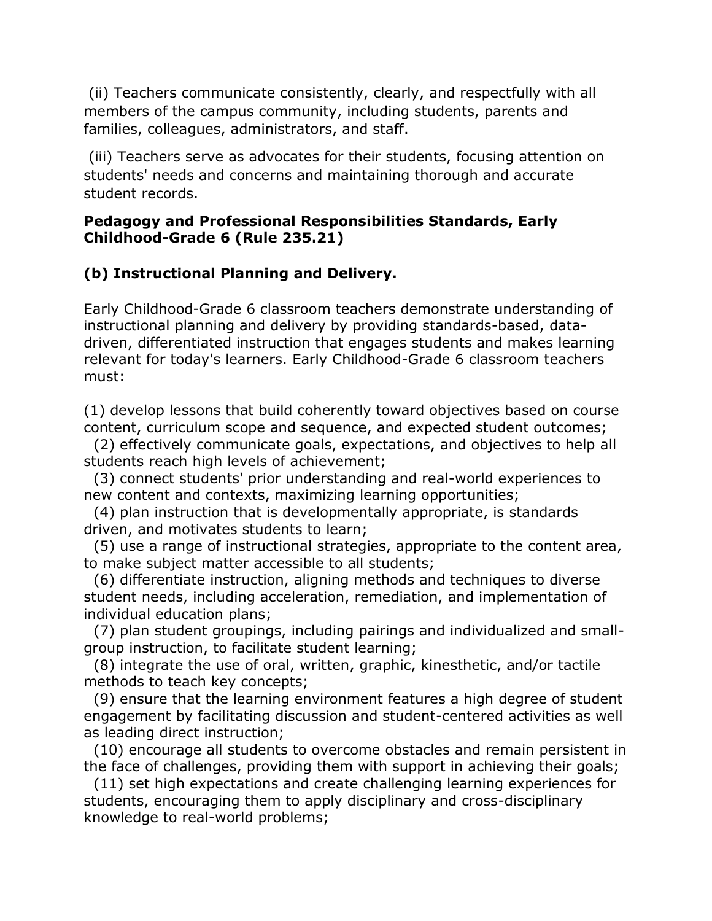(ii) Teachers communicate consistently, clearly, and respectfully with all members of the campus community, including students, parents and families, colleagues, administrators, and staff.

(iii) Teachers serve as advocates for their students, focusing attention on students' needs and concerns and maintaining thorough and accurate student records.

**Pedagogy and Professional Responsibilities Standards, Early Childhood-Grade 6 (Rule 235.21)**

**(b) Instructional Planning and Delivery.**

Early Childhood-Grade 6 classroom teachers demonstrate understanding of instructional planning and delivery by providing standards-based, data-driven, differentiated instruction that engages students and makes learning relevant for today's learners. Early Childhood-Grade 6 classroom teachers must:

(1) develop lessons that build coherently toward objectives based on course content, curriculum scope and sequence, and expected student outcomes;

(2) effectively communicate goals, expectations, and objectives to help all students reach high levels of achievement;

(3) connect students' prior understanding and real-world experiences to new content and contexts, maximizing learning opportunities;

(4) plan instruction that is developmentally appropriate, is standards driven, and motivates students to learn;

(5) use a range of instructional strategies, appropriate to the content area, to make subject matter accessible to all students;

(6) differentiate instruction, aligning methods and techniques to diverse student needs, including acceleration, remediation, and implementation of individual education plans;

(7) plan student groupings, including pairings and individualized and small-group instruction, to facilitate student learning;

(8) integrate the use of oral, written, graphic, kinesthetic, and/or tactile methods to teach key concepts;

(9) ensure that the learning environment features a high degree of student engagement by facilitating discussion and student-centered activities as well as leading direct instruction;

(10) encourage all students to overcome obstacles and remain persistent in the face of challenges, providing them with support in achieving their goals;

(11) set high expectations and create challenging learning experiences for students, encouraging them to apply disciplinary and cross-disciplinary knowledge to real-world problems;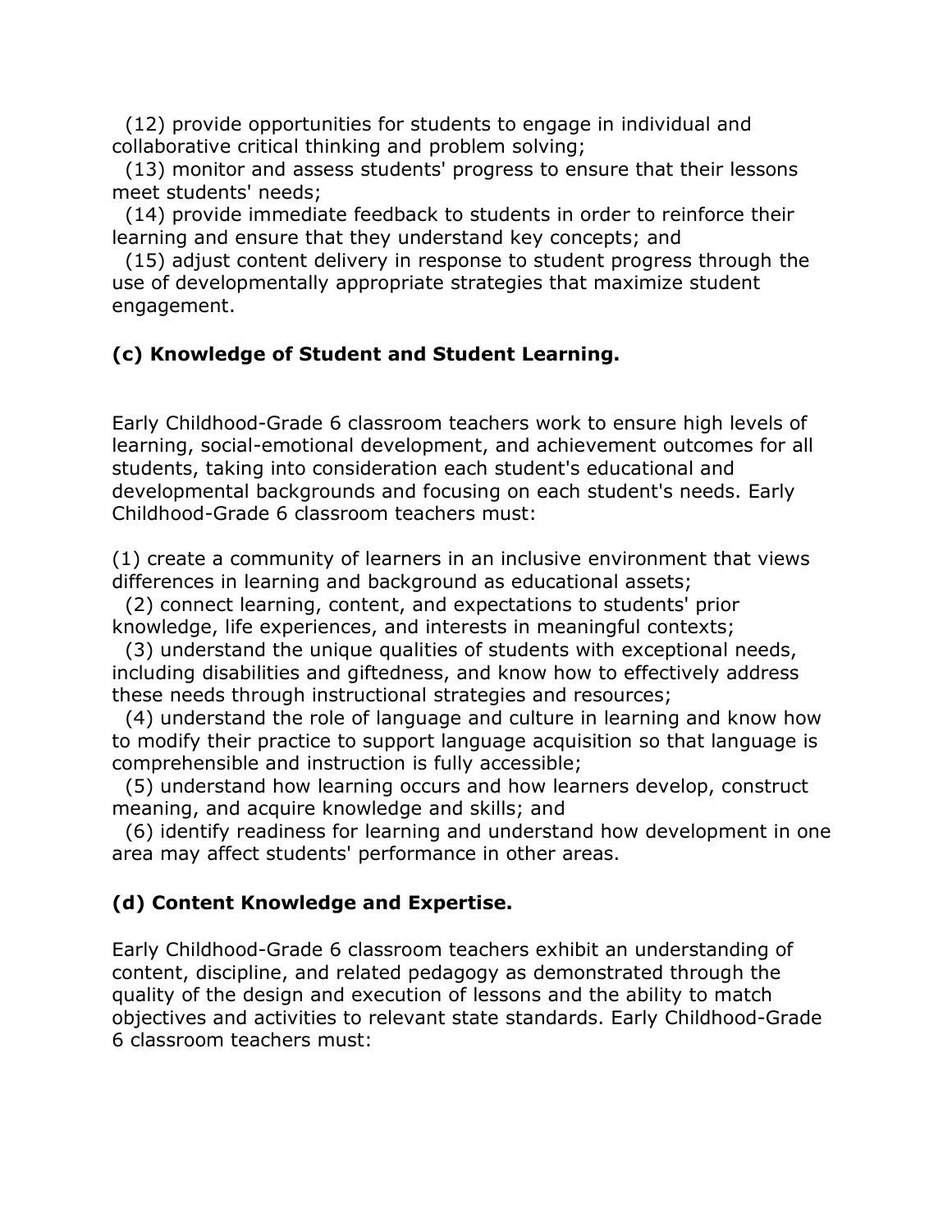(12) provide opportunities for students to engage in individual and collaborative critical thinking and problem solving;

(13) monitor and assess students' progress to ensure that their lessons meet students' needs;

(14) provide immediate feedback to students in order to reinforce their learning and ensure that they understand key concepts; and

(15) adjust content delivery in response to student progress through the use of developmentally appropriate strategies that maximize student engagement.

**(c) Knowledge of Student and Student Learning.**

Early Childhood-Grade 6 classroom teachers work to ensure high levels of learning, social-emotional development, and achievement outcomes for all students, taking into consideration each student's educational and developmental backgrounds and focusing on each student's needs. Early Childhood-Grade 6 classroom teachers must:

(1) create a community of learners in an inclusive environment that views differences in learning and background as educational assets;

(2) connect learning, content, and expectations to students' prior knowledge, life experiences, and interests in meaningful contexts;

(3) understand the unique qualities of students with exceptional needs, including disabilities and giftedness, and know how to effectively address these needs through instructional strategies and resources;

(4) understand the role of language and culture in learning and know how to modify their practice to support language acquisition so that language is comprehensible and instruction is fully accessible;

(5) understand how learning occurs and how learners develop, construct meaning, and acquire knowledge and skills; and

(6) identify readiness for learning and understand how development in one area may affect students' performance in other areas.

**(d) Content Knowledge and Expertise.**

Early Childhood-Grade 6 classroom teachers exhibit an understanding of content, discipline, and related pedagogy as demonstrated through the quality of the design and execution of lessons and the ability to match objectives and activities to relevant state standards. Early Childhood-Grade 6 classroom teachers must: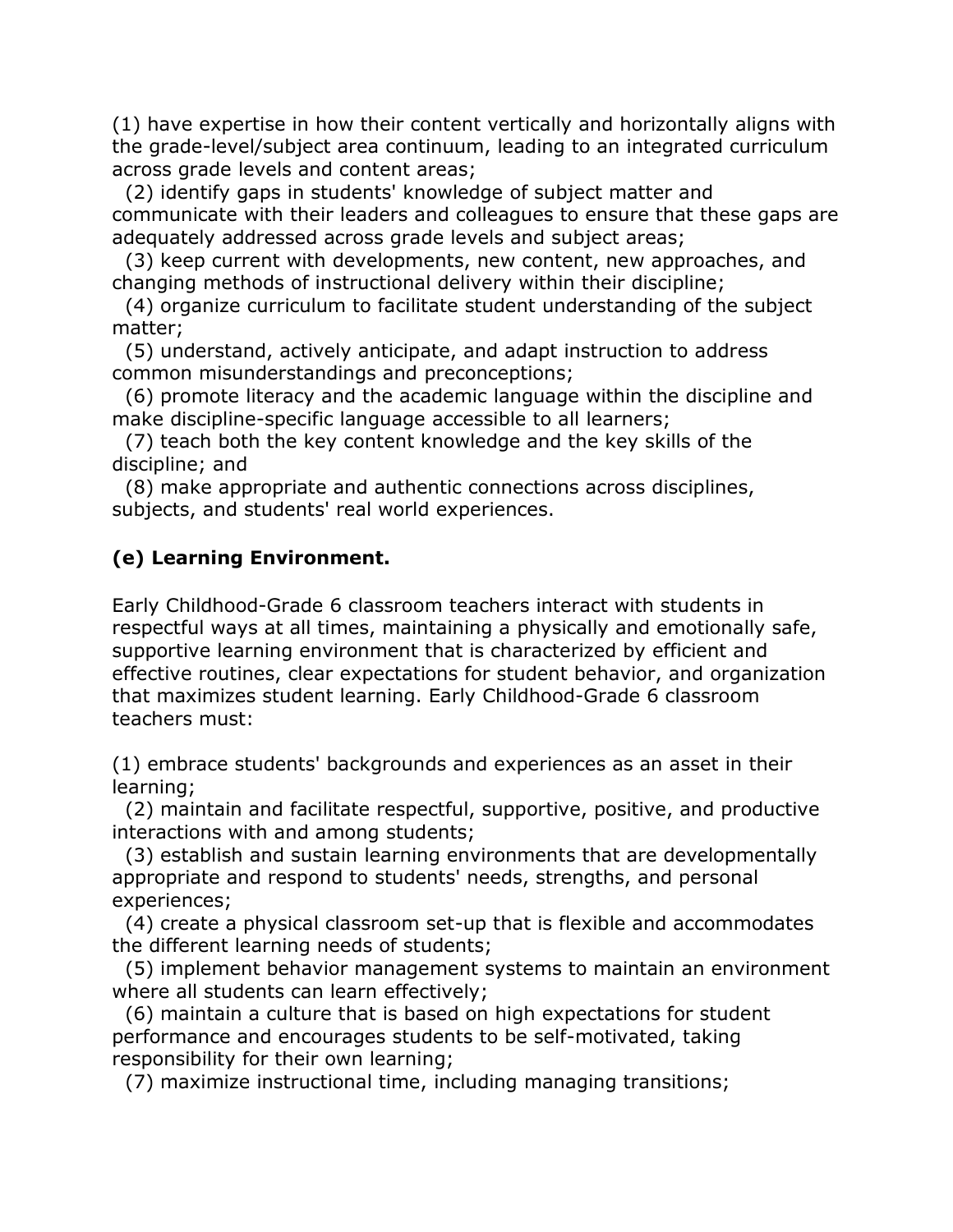(1) have expertise in how their content vertically and horizontally aligns with the grade-level/subject area continuum, leading to an integrated curriculum across grade levels and content areas;

(2) identify gaps in students' knowledge of subject matter and communicate with their leaders and colleagues to ensure that these gaps are adequately addressed across grade levels and subject areas;

(3) keep current with developments, new content, new approaches, and changing methods of instructional delivery within their discipline;

(4) organize curriculum to facilitate student understanding of the subject matter;

(5) understand, actively anticipate, and adapt instruction to address common misunderstandings and preconceptions;

(6) promote literacy and the academic language within the discipline and make discipline-specific language accessible to all learners;

(7) teach both the key content knowledge and the key skills of the discipline; and

(8) make appropriate and authentic connections across disciplines, subjects, and students' real world experiences.

**(e) Learning Environment.**

Early Childhood-Grade 6 classroom teachers interact with students in respectful ways at all times, maintaining a physically and emotionally safe, supportive learning environment that is characterized by efficient and effective routines, clear expectations for student behavior, and organization that maximizes student learning. Early Childhood-Grade 6 classroom teachers must:

(1) embrace students' backgrounds and experiences as an asset in their learning;

(2) maintain and facilitate respectful, supportive, positive, and productive interactions with and among students;

(3) establish and sustain learning environments that are developmentally appropriate and respond to students' needs, strengths, and personal experiences;

(4) create a physical classroom set-up that is flexible and accommodates the different learning needs of students;

(5) implement behavior management systems to maintain an environment where all students can learn effectively;

(6) maintain a culture that is based on high expectations for student performance and encourages students to be self-motivated, taking responsibility for their own learning;

(7) maximize instructional time, including managing transitions;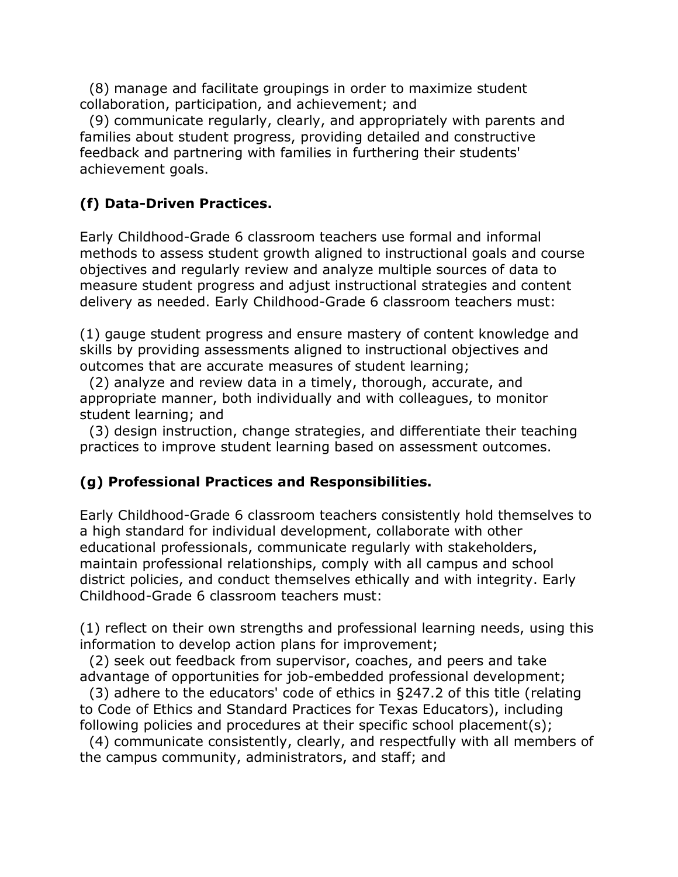(8) manage and facilitate groupings in order to maximize student collaboration, participation, and achievement; and

(9) communicate regularly, clearly, and appropriately with parents and families about student progress, providing detailed and constructive feedback and partnering with families in furthering their students' achievement goals.

### (f) Data-Driven Practices.

Early Childhood-Grade 6 classroom teachers use formal and informal methods to assess student growth aligned to instructional goals and course objectives and regularly review and analyze multiple sources of data to measure student progress and adjust instructional strategies and content delivery as needed. Early Childhood-Grade 6 classroom teachers must:

(1) gauge student progress and ensure mastery of content knowledge and skills by providing assessments aligned to instructional objectives and outcomes that are accurate measures of student learning;

(2) analyze and review data in a timely, thorough, accurate, and appropriate manner, both individually and with colleagues, to monitor student learning; and

(3) design instruction, change strategies, and differentiate their teaching practices to improve student learning based on assessment outcomes.

### (g) Professional Practices and Responsibilities.

Early Childhood-Grade 6 classroom teachers consistently hold themselves to a high standard for individual development, collaborate with other educational professionals, communicate regularly with stakeholders, maintain professional relationships, comply with all campus and school district policies, and conduct themselves ethically and with integrity. Early Childhood-Grade 6 classroom teachers must:

(1) reflect on their own strengths and professional learning needs, using this information to develop action plans for improvement;

(2) seek out feedback from supervisor, coaches, and peers and take advantage of opportunities for job-embedded professional development;

(3) adhere to the educators' code of ethics in §247.2 of this title (relating to Code of Ethics and Standard Practices for Texas Educators), including following policies and procedures at their specific school placement(s);

(4) communicate consistently, clearly, and respectfully with all members of the campus community, administrators, and staff; and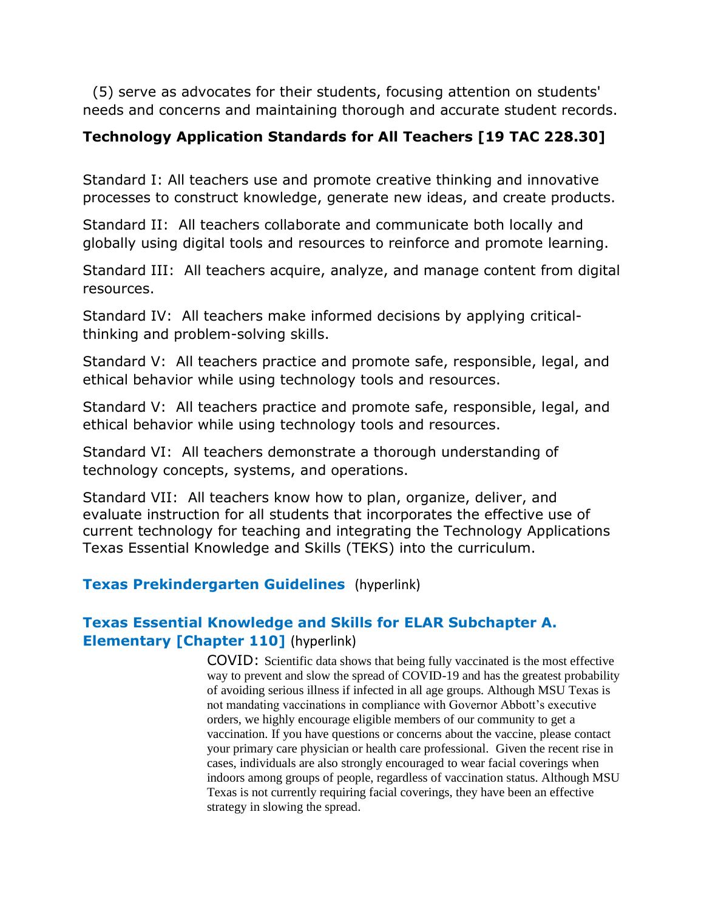(5) serve as advocates for their students, focusing attention on students' needs and concerns and maintaining thorough and accurate student records.

**Technology Application Standards for All Teachers [19 TAC 228.30]**

Standard I: All teachers use and promote creative thinking and innovative processes to construct knowledge, generate new ideas, and create products.

Standard II: All teachers collaborate and communicate both locally and globally using digital tools and resources to reinforce and promote learning.

Standard III: All teachers acquire, analyze, and manage content from digital resources.

Standard IV: All teachers make informed decisions by applying critical-thinking and problem-solving skills.

Standard V: All teachers practice and promote safe, responsible, legal, and ethical behavior while using technology tools and resources.

Standard V: All teachers practice and promote safe, responsible, legal, and ethical behavior while using technology tools and resources.

Standard VI: All teachers demonstrate a thorough understanding of technology concepts, systems, and operations.

Standard VII: All teachers know how to plan, organize, deliver, and evaluate instruction for all students that incorporates the effective use of current technology for teaching and integrating the Technology Applications Texas Essential Knowledge and Skills (TEKS) into the curriculum.

**Texas Prekindergarten Guidelines** (hyperlink)

**Texas Essential Knowledge and Skills for ELAR Subchapter A. Elementary [Chapter 110]** (hyperlink)

COVID: Scientific data shows that being fully vaccinated is the most effective way to prevent and slow the spread of COVID-19 and has the greatest probability of avoiding serious illness if infected in all age groups. Although MSU Texas is not mandating vaccinations in compliance with Governor Abbott's executive orders, we highly encourage eligible members of our community to get a vaccination. If you have questions or concerns about the vaccine, please contact your primary care physician or health care professional. Given the recent rise in cases, individuals are also strongly encouraged to wear facial coverings when indoors among groups of people, regardless of vaccination status. Although MSU Texas is not currently requiring facial coverings, they have been an effective strategy in slowing the spread.